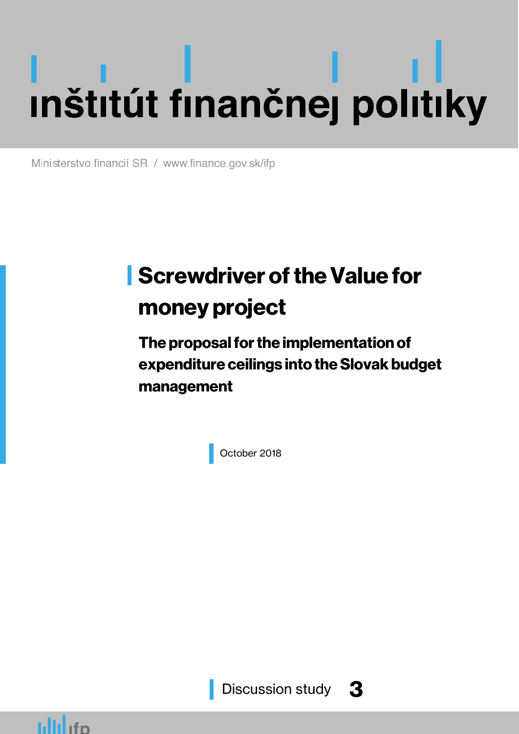inštitút finančnej politiky

Ministerstvo financií SR / www.finance.gov.sk/ifp

# Screwdriver of the Value for money project

## The proposal for the implementation of expenditure ceilings into the Slovak budget management

October 2018

Discussion study 3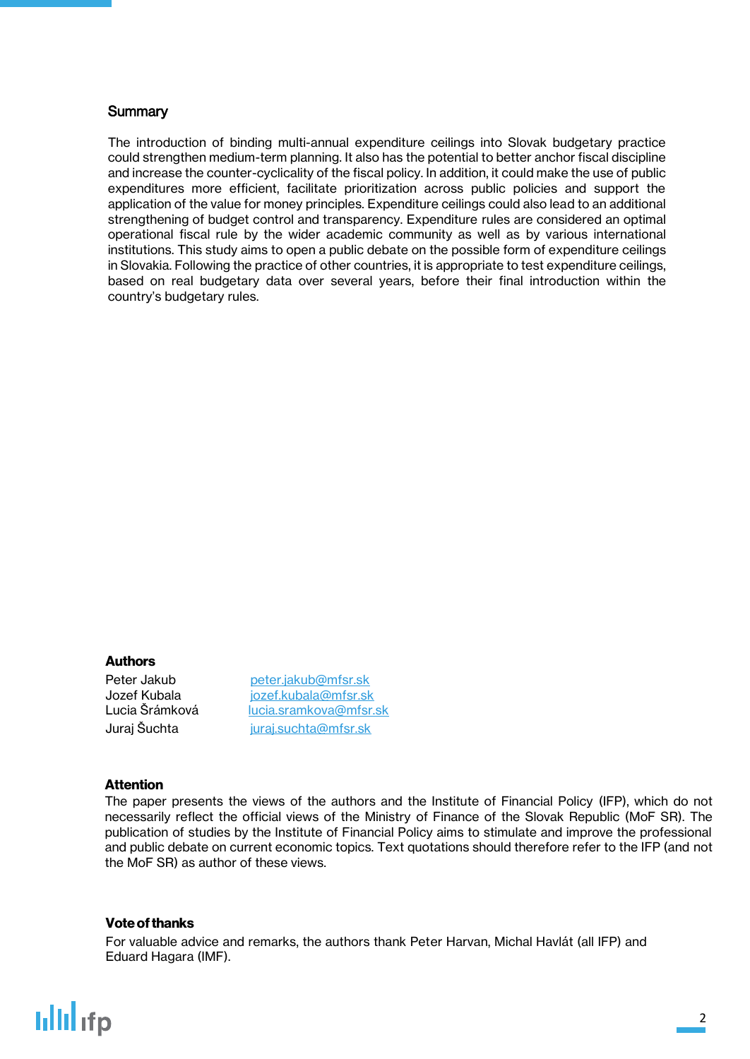## Summary

The introduction of binding multi-annual expenditure ceilings into Slovak budgetary practice could strengthen medium-term planning. It also has the potential to better anchor fiscal discipline and increase the counter-cyclicality of the fiscal policy. In addition, it could make the use of public expenditures more efficient, facilitate prioritization across public policies and support the application of the value for money principles. Expenditure ceilings could also lead to an additional strengthening of budget control and transparency. Expenditure rules are considered an optimal operational fiscal rule by the wider academic community as well as by various international institutions. This study aims to open a public debate on the possible form of expenditure ceilings in Slovakia. Following the practice of other countries, it is appropriate to test expenditure ceilings, based on real budgetary data over several years, before their final introduction within the country's budgetary rules.

**Authors**

| | |
|---|---|
| Peter Jakub | peter.jakub@mfsr.sk |
| Jozef Kubala | jozef.kubala@mfsr.sk |
| Lucia Šrámková | lucia.sramkova@mfsr.sk |
| Juraj Šuchta | juraj.suchta@mfsr.sk |

**Attention**

The paper presents the views of the authors and the Institute of Financial Policy (IFP), which do not necessarily reflect the official views of the Ministry of Finance of the Slovak Republic (MoF SR). The publication of studies by the Institute of Financial Policy aims to stimulate and improve the professional and public debate on current economic topics. Text quotations should therefore refer to the IFP (and not the MoF SR) as author of these views.

**Vote of thanks**

For valuable advice and remarks, the authors thank Peter Harvan, Michal Havlát (all IFP) and Eduard Hagara (IMF).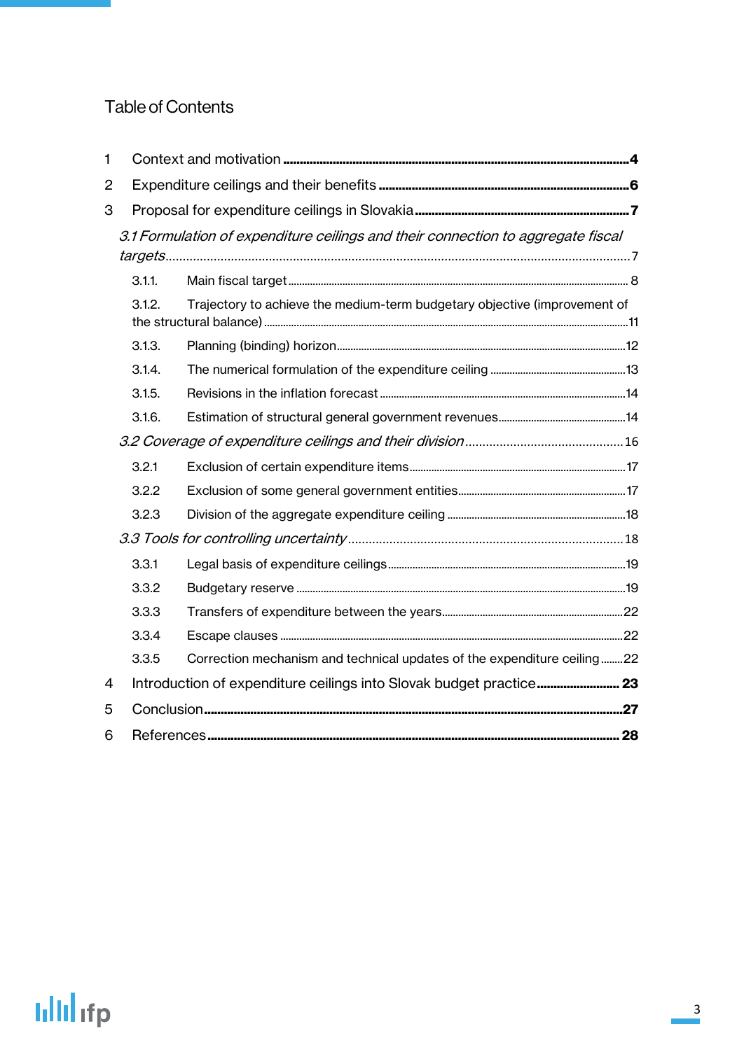# Table of Contents

1 Context and motivation ........................................................................................................4

2 Expenditure ceilings and their benefits ........................................................................6

3 Proposal for expenditure ceilings in Slovakia ................................................................7

*3.1 Formulation of expenditure ceilings and their connection to aggregate fiscal targets* .......................................................................................................................................7

3.1.1. Main fiscal target .................................................................................................................... 8

3.1.2. Trajectory to achieve the medium-term budgetary objective (improvement of the structural balance) .....................................................................................................................11

3.1.3. Planning (binding) horizon.....................................................................................................12

3.1.4. The numerical formulation of the expenditure ceiling ...................................................13

3.1.5. Revisions in the inflation forecast .......................................................................................14

3.1.6. Estimation of structural general government revenues................................................14

*3.2 Coverage of expenditure ceilings and their division* .............................................16

3.2.1 Exclusion of certain expenditure items..............................................................................17

3.2.2 Exclusion of some general government entities............................................................17

3.2.3 Division of the aggregate expenditure ceiling ..................................................................18

*3.3 Tools for controlling uncertainty* ...............................................................................18

3.3.1 Legal basis of expenditure ceilings.....................................................................................19

3.3.2 Budgetary reserve .....................................................................................................................19

3.3.3 Transfers of expenditure between the years.....................................................................22

3.3.4 Escape clauses ..........................................................................................................................22

3.3.5 Correction mechanism and technical updates of the expenditure ceiling........22

4 Introduction of expenditure ceilings into Slovak budget practice......................... 23

5 Conclusion...........................................................................................................................27

6 References ........................................................................................................................... 28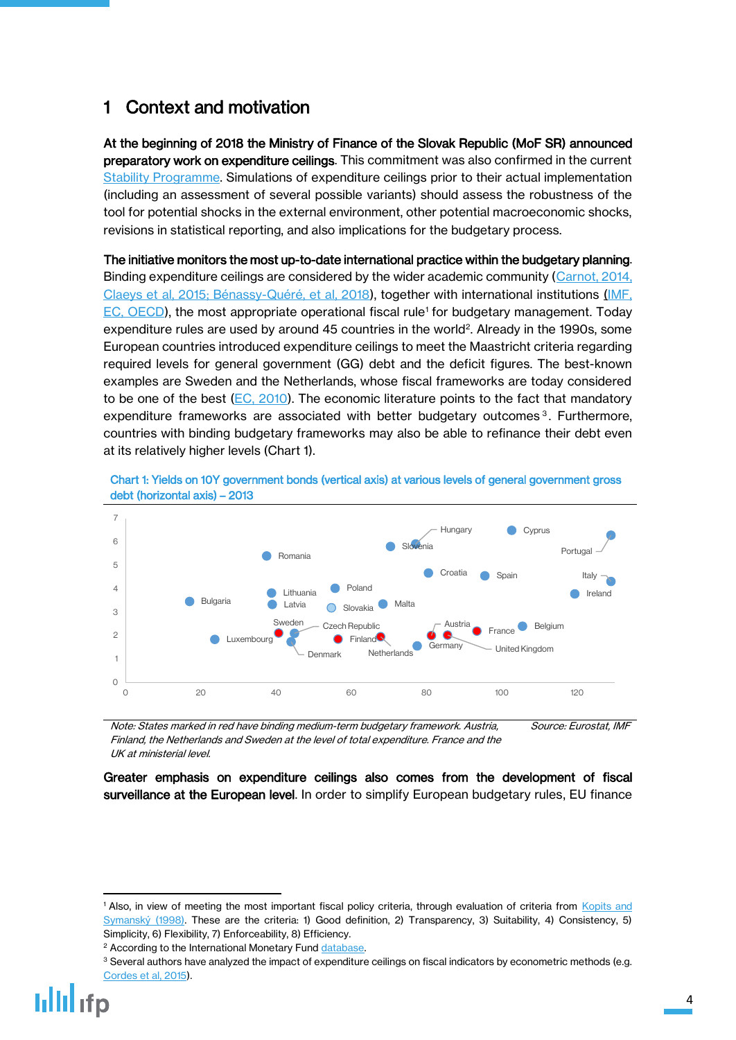# 1 Context and motivation

**At the beginning of 2018 the Ministry of Finance of the Slovak Republic (MoF SR) announced preparatory work on expenditure ceilings**. This commitment was also confirmed in the current Stability Programme. Simulations of expenditure ceilings prior to their actual implementation (including an assessment of several possible variants) should assess the robustness of the tool for potential shocks in the external environment, other potential macroeconomic shocks, revisions in statistical reporting, and also implications for the budgetary process.

**The initiative monitors the most up-to-date international practice within the budgetary planning**. Binding expenditure ceilings are considered by the wider academic community (Carnot, 2014, Claeys et al, 2015; Bénassy-Quéré, et al, 2018), together with international institutions (IMF, EC, OECD), the most appropriate operational fiscal rule[1] for budgetary management. Today expenditure rules are used by around 45 countries in the world[2]. Already in the 1990s, some European countries introduced expenditure ceilings to meet the Maastricht criteria regarding required levels for general government (GG) debt and the deficit figures. The best-known examples are Sweden and the Netherlands, whose fiscal frameworks are today considered to be one of the best (EC, 2010). The economic literature points to the fact that mandatory expenditure frameworks are associated with better budgetary outcomes[3]. Furthermore, countries with binding budgetary frameworks may also be able to refinance their debt even at its relatively higher levels (Chart 1).

**Chart 1: Yields on 10Y government bonds (vertical axis) at various levels of general government gross debt (horizontal axis) – 2013**

*Note: States marked in red have binding medium-term budgetary framework. Austria, Finland, the Netherlands and Sweden at the level of total expenditure. France and the UK at ministerial level.*

*Source: Eurostat, IMF*

**Greater emphasis on expenditure ceilings also comes from the development of fiscal surveillance at the European level**. In order to simplify European budgetary rules, EU finance

---

[1] Also, in view of meeting the most important fiscal policy criteria, through evaluation of criteria from Kopits and Symanský (1998). These are the criteria: 1) Good definition, 2) Transparency, 3) Suitability, 4) Consistency, 5) Simplicity, 6) Flexibility, 7) Enforceability, 8) Efficiency.

[2] According to the International Monetary Fund database.

[3] Several authors have analyzed the impact of expenditure ceilings on fiscal indicators by econometric methods (e.g. Cordes et al, 2015).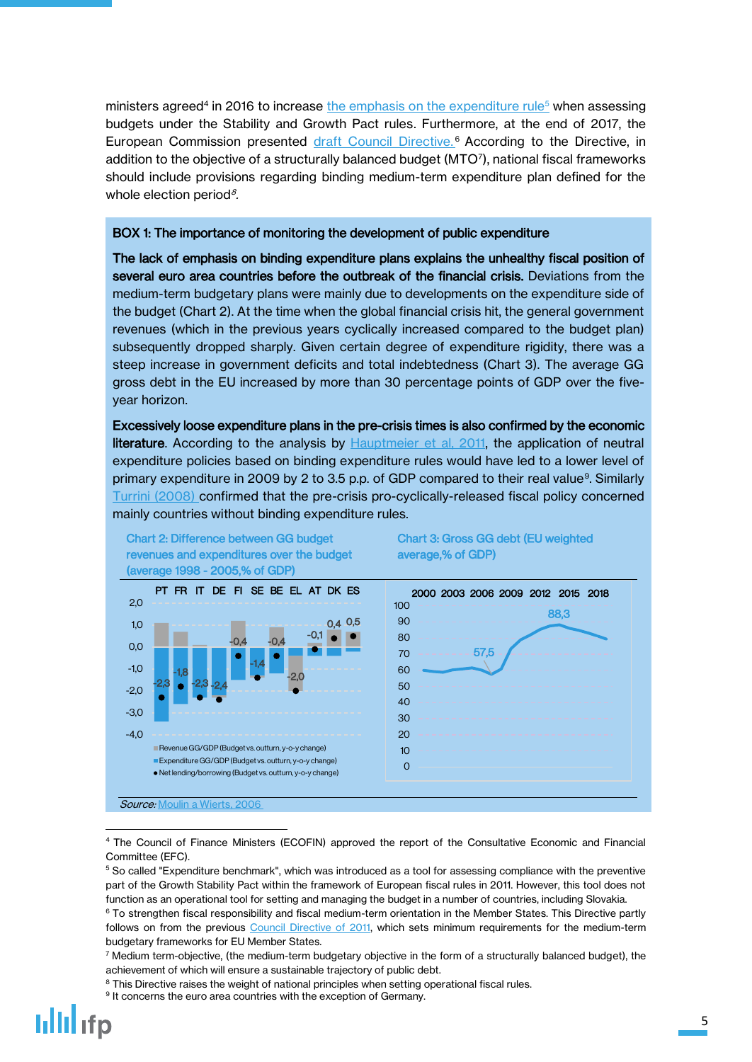ministers agreed[4] in 2016 to increase the emphasis on the expenditure rule[5] when assessing budgets under the Stability and Growth Pact rules. Furthermore, at the end of 2017, the European Commission presented draft Council Directive.[6] According to the Directive, in addition to the objective of a structurally balanced budget (MTO[7]), national fiscal frameworks should include provisions regarding binding medium-term expenditure plan defined for the whole election period[8].

**BOX 1: The importance of monitoring the development of public expenditure**

**The lack of emphasis on binding expenditure plans explains the unhealthy fiscal position of several euro area countries before the outbreak of the financial crisis.** Deviations from the medium-term budgetary plans were mainly due to developments on the expenditure side of the budget (Chart 2). At the time when the global financial crisis hit, the general government revenues (which in the previous years cyclically increased compared to the budget plan) subsequently dropped sharply. Given certain degree of expenditure rigidity, there was a steep increase in government deficits and total indebtedness (Chart 3). The average GG gross debt in the EU increased by more than 30 percentage points of GDP over the five-year horizon.

**Excessively loose expenditure plans in the pre-crisis times is also confirmed by the economic literature**. According to the analysis by Hauptmeier et al, 2011, the application of neutral expenditure policies based on binding expenditure rules would have led to a lower level of primary expenditure in 2009 by 2 to 3.5 p.p. of GDP compared to their real value[9]. Similarly Turrini (2008) confirmed that the pre-crisis pro-cyclically-released fiscal policy concerned mainly countries without binding expenditure rules.

**Chart 2: Difference between GG budget revenues and expenditures over the budget (average 1998 - 2005,% of GDP)**

| | PT | FR | IT | DE | FI | SE | BE | EL | AT | DK | ES |
|---|---|---|---|---|---|---|---|---|---|---|---|
| Net lending/borrowing | -2,3 | -1,8 | -2,3 | -2,4 | -0,4 | -1,4 | -0,4 | -2,0 | -0,1 | 0,4 | 0,5 |

Legend: Revenue GG/GDP (Budget vs. outturn, y-o-y change); Expenditure GG/GDP (Budget vs. outturn, y-o-y change); Net lending/borrowing (Budget vs. outturn, y-o-y change)

**Chart 3: Gross GG debt (EU weighted average,% of GDP)**

Labelled values: 57,5; 88,3

*Source:* Moulin a Wierts, 2006

---

[4] The Council of Finance Ministers (ECOFIN) approved the report of the Consultative Economic and Financial Committee (EFC).

[5] So called "Expenditure benchmark", which was introduced as a tool for assessing compliance with the preventive part of the Growth Stability Pact within the framework of European fiscal rules in 2011. However, this tool does not function as an operational tool for setting and managing the budget in a number of countries, including Slovakia.

[6] To strengthen fiscal responsibility and fiscal medium-term orientation in the Member States. This Directive partly follows on from the previous Council Directive of 2011, which sets minimum requirements for the medium-term budgetary frameworks for EU Member States.

[7] Medium term-objective, (the medium-term budgetary objective in the form of a structurally balanced budget), the achievement of which will ensure a sustainable trajectory of public debt.

[8] This Directive raises the weight of national principles when setting operational fiscal rules.

[9] It concerns the euro area countries with the exception of Germany.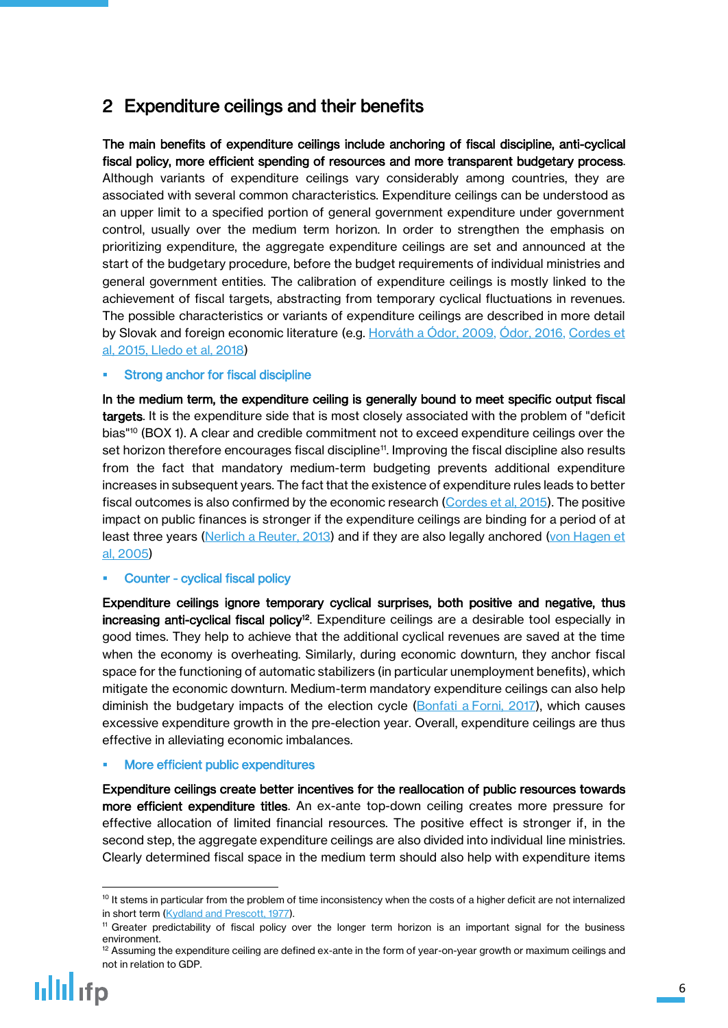## 2 Expenditure ceilings and their benefits

**The main benefits of expenditure ceilings include anchoring of fiscal discipline, anti-cyclical fiscal policy, more efficient spending of resources and more transparent budgetary process**. Although variants of expenditure ceilings vary considerably among countries, they are associated with several common characteristics. Expenditure ceilings can be understood as an upper limit to a specified portion of general government expenditure under government control, usually over the medium term horizon. In order to strengthen the emphasis on prioritizing expenditure, the aggregate expenditure ceilings are set and announced at the start of the budgetary procedure, before the budget requirements of individual ministries and general government entities. The calibration of expenditure ceilings is mostly linked to the achievement of fiscal targets, abstracting from temporary cyclical fluctuations in revenues. The possible characteristics or variants of expenditure ceilings are described in more detail by Slovak and foreign economic literature (e.g. Horváth a Ódor, 2009, Ódor, 2016, Cordes et al, 2015, Lledo et al, 2018)

- **Strong anchor for fiscal discipline**

**In the medium term, the expenditure ceiling is generally bound to meet specific output fiscal targets**. It is the expenditure side that is most closely associated with the problem of "deficit bias"[10] (BOX 1). A clear and credible commitment not to exceed expenditure ceilings over the set horizon therefore encourages fiscal discipline[11]. Improving the fiscal discipline also results from the fact that mandatory medium-term budgeting prevents additional expenditure increases in subsequent years. The fact that the existence of expenditure rules leads to better fiscal outcomes is also confirmed by the economic research (Cordes et al, 2015). The positive impact on public finances is stronger if the expenditure ceilings are binding for a period of at least three years (Nerlich a Reuter, 2013) and if they are also legally anchored (von Hagen et al, 2005)

- **Counter - cyclical fiscal policy**

**Expenditure ceilings ignore temporary cyclical surprises, both positive and negative, thus increasing anti-cyclical fiscal policy[12]**. Expenditure ceilings are a desirable tool especially in good times. They help to achieve that the additional cyclical revenues are saved at the time when the economy is overheating. Similarly, during economic downturn, they anchor fiscal space for the functioning of automatic stabilizers (in particular unemployment benefits), which mitigate the economic downturn. Medium-term mandatory expenditure ceilings can also help diminish the budgetary impacts of the election cycle (Bonfati a Forni, 2017), which causes excessive expenditure growth in the pre-election year. Overall, expenditure ceilings are thus effective in alleviating economic imbalances.

- **More efficient public expenditures**

**Expenditure ceilings create better incentives for the reallocation of public resources towards more efficient expenditure titles**. An ex-ante top-down ceiling creates more pressure for effective allocation of limited financial resources. The positive effect is stronger if, in the second step, the aggregate expenditure ceilings are also divided into individual line ministries. Clearly determined fiscal space in the medium term should also help with expenditure items

---

[10] It stems in particular from the problem of time inconsistency when the costs of a higher deficit are not internalized in short term (Kydland and Prescott, 1977).

[11] Greater predictability of fiscal policy over the longer term horizon is an important signal for the business environment.

[12] Assuming the expenditure ceiling are defined ex-ante in the form of year-on-year growth or maximum ceilings and not in relation to GDP.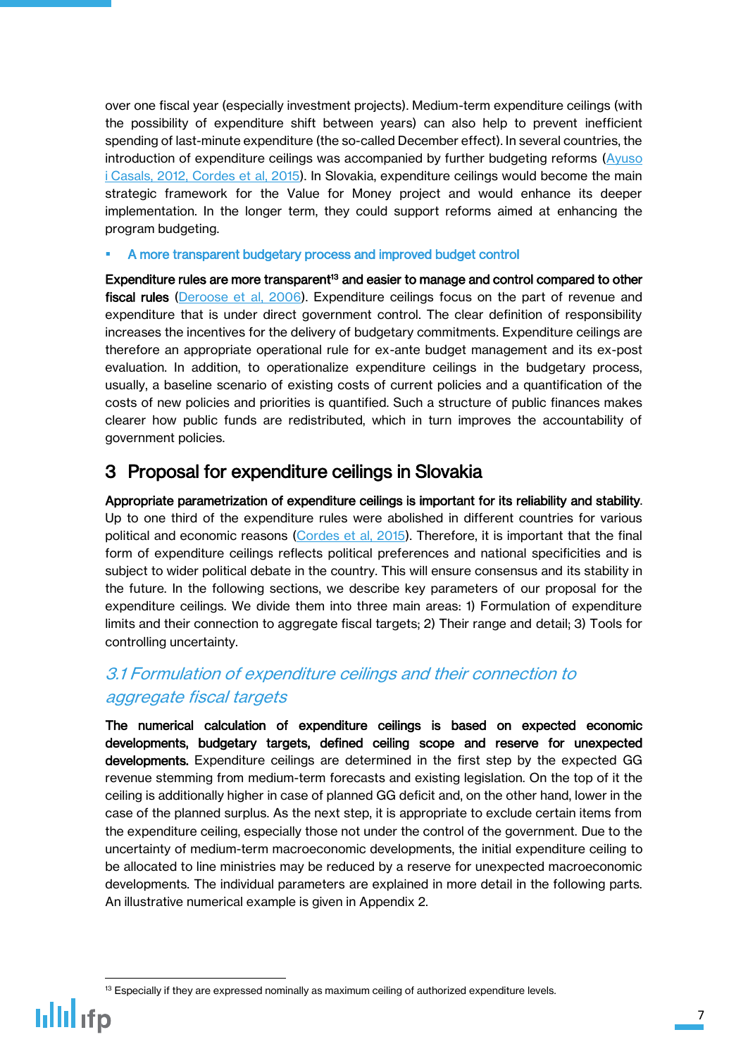over one fiscal year (especially investment projects). Medium-term expenditure ceilings (with the possibility of expenditure shift between years) can also help to prevent inefficient spending of last-minute expenditure (the so-called December effect). In several countries, the introduction of expenditure ceilings was accompanied by further budgeting reforms (Ayuso i Casals, 2012, Cordes et al, 2015). In Slovakia, expenditure ceilings would become the main strategic framework for the Value for Money project and would enhance its deeper implementation. In the longer term, they could support reforms aimed at enhancing the program budgeting.

- A more transparent budgetary process and improved budget control

**Expenditure rules are more transparent[13] and easier to manage and control compared to other fiscal rules** (Deroose et al, 2006). Expenditure ceilings focus on the part of revenue and expenditure that is under direct government control. The clear definition of responsibility increases the incentives for the delivery of budgetary commitments. Expenditure ceilings are therefore an appropriate operational rule for ex-ante budget management and its ex-post evaluation. In addition, to operationalize expenditure ceilings in the budgetary process, usually, a baseline scenario of existing costs of current policies and a quantification of the costs of new policies and priorities is quantified. Such a structure of public finances makes clearer how public funds are redistributed, which in turn improves the accountability of government policies.

## 3 Proposal for expenditure ceilings in Slovakia

**Appropriate parametrization of expenditure ceilings is important for its reliability and stability**. Up to one third of the expenditure rules were abolished in different countries for various political and economic reasons (Cordes et al, 2015). Therefore, it is important that the final form of expenditure ceilings reflects political preferences and national specificities and is subject to wider political debate in the country. This will ensure consensus and its stability in the future. In the following sections, we describe key parameters of our proposal for the expenditure ceilings. We divide them into three main areas: 1) Formulation of expenditure limits and their connection to aggregate fiscal targets; 2) Their range and detail; 3) Tools for controlling uncertainty.

### *3.1 Formulation of expenditure ceilings and their connection to aggregate fiscal targets*

**The numerical calculation of expenditure ceilings is based on expected economic developments, budgetary targets, defined ceiling scope and reserve for unexpected developments.** Expenditure ceilings are determined in the first step by the expected GG revenue stemming from medium-term forecasts and existing legislation. On the top of it the ceiling is additionally higher in case of planned GG deficit and, on the other hand, lower in the case of the planned surplus. As the next step, it is appropriate to exclude certain items from the expenditure ceiling, especially those not under the control of the government. Due to the uncertainty of medium-term macroeconomic developments, the initial expenditure ceiling to be allocated to line ministries may be reduced by a reserve for unexpected macroeconomic developments. The individual parameters are explained in more detail in the following parts. An illustrative numerical example is given in Appendix 2.

[13] Especially if they are expressed nominally as maximum ceiling of authorized expenditure levels.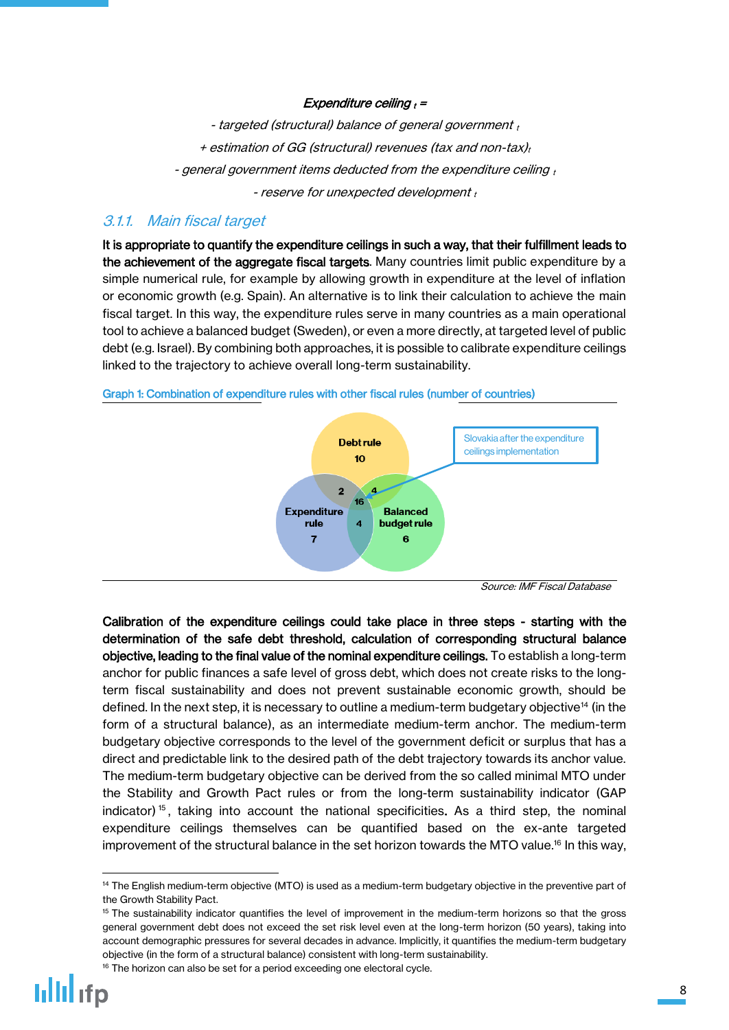*Expenditure ceiling $_t$ =*

*- targeted (structural) balance of general government $_t$*

*+ estimation of GG (structural) revenues (tax and non-tax)$_t$*

*- general government items deducted from the expenditure ceiling $_t$*

*- reserve for unexpected development $_t$*

### *3.1.1. Main fiscal target*

**It is appropriate to quantify the expenditure ceilings in such a way, that their fulfillment leads to the achievement of the aggregate fiscal targets**. Many countries limit public expenditure by a simple numerical rule, for example by allowing growth in expenditure at the level of inflation or economic growth (e.g. Spain). An alternative is to link their calculation to achieve the main fiscal target. In this way, the expenditure rules serve in many countries as a main operational tool to achieve a balanced budget (Sweden), or even a more directly, at targeted level of public debt (e.g. Israel). By combining both approaches, it is possible to calibrate expenditure ceilings linked to the trajectory to achieve overall long-term sustainability.

Graph 1: Combination of expenditure rules with other fiscal rules (number of countries)

Debt rule 10; Expenditure rule 7; Balanced budget rule 6; Debt rule & Expenditure rule 2; Debt rule & Balanced budget rule 4; Expenditure rule & Balanced budget rule 4; all three 16

Slovakia after the expenditure ceilings implementation

*Source: IMF Fiscal Database*

**Calibration of the expenditure ceilings could take place in three steps - starting with the determination of the safe debt threshold, calculation of corresponding structural balance objective, leading to the final value of the nominal expenditure ceilings.** To establish a long-term anchor for public finances a safe level of gross debt, which does not create risks to the long-term fiscal sustainability and does not prevent sustainable economic growth, should be defined. In the next step, it is necessary to outline a medium-term budgetary objective[14] (in the form of a structural balance), as an intermediate medium-term anchor. The medium-term budgetary objective corresponds to the level of the government deficit or surplus that has a direct and predictable link to the desired path of the debt trajectory towards its anchor value. The medium-term budgetary objective can be derived from the so called minimal MTO under the Stability and Growth Pact rules or from the long-term sustainability indicator (GAP indicator)[15], taking into account the national specificities. As a third step, the nominal expenditure ceilings themselves can be quantified based on the ex-ante targeted improvement of the structural balance in the set horizon towards the MTO value.[16] In this way,

[14] The English medium-term objective (MTO) is used as a medium-term budgetary objective in the preventive part of the Growth Stability Pact.

[15] The sustainability indicator quantifies the level of improvement in the medium-term horizons so that the gross general government debt does not exceed the set risk level even at the long-term horizon (50 years), taking into account demographic pressures for several decades in advance. Implicitly, it quantifies the medium-term budgetary objective (in the form of a structural balance) consistent with long-term sustainability.

[16] The horizon can also be set for a period exceeding one electoral cycle.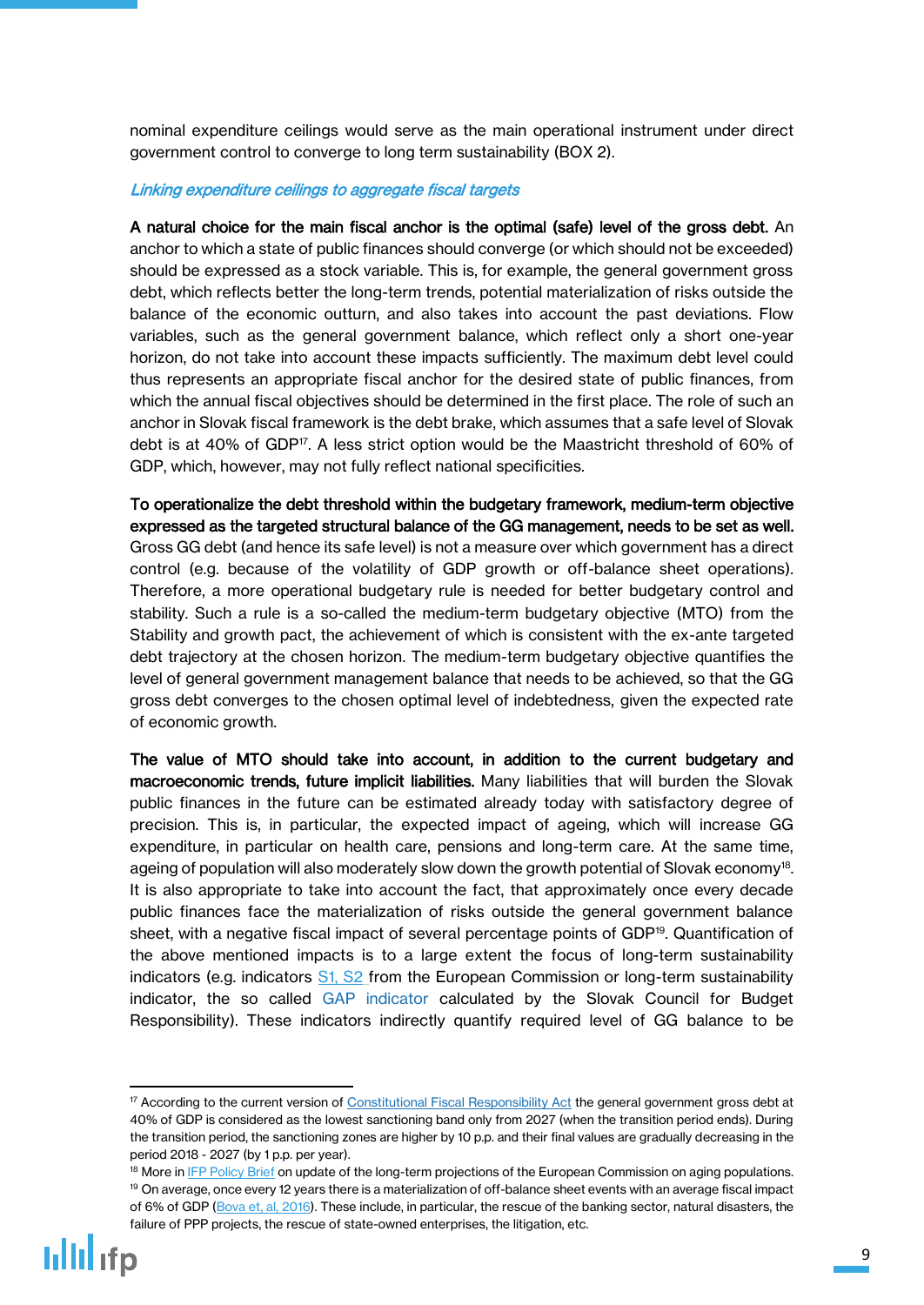nominal expenditure ceilings would serve as the main operational instrument under direct government control to converge to long term sustainability (BOX 2).

### *Linking expenditure ceilings to aggregate fiscal targets*

**A natural choice for the main fiscal anchor is the optimal (safe) level of the gross debt.** An anchor to which a state of public finances should converge (or which should not be exceeded) should be expressed as a stock variable. This is, for example, the general government gross debt, which reflects better the long-term trends, potential materialization of risks outside the balance of the economic outturn, and also takes into account the past deviations. Flow variables, such as the general government balance, which reflect only a short one-year horizon, do not take into account these impacts sufficiently. The maximum debt level could thus represents an appropriate fiscal anchor for the desired state of public finances, from which the annual fiscal objectives should be determined in the first place. The role of such an anchor in Slovak fiscal framework is the debt brake, which assumes that a safe level of Slovak debt is at 40% of GDP[17]. A less strict option would be the Maastricht threshold of 60% of GDP, which, however, may not fully reflect national specificities.

**To operationalize the debt threshold within the budgetary framework, medium-term objective expressed as the targeted structural balance of the GG management, needs to be set as well.** Gross GG debt (and hence its safe level) is not a measure over which government has a direct control (e.g. because of the volatility of GDP growth or off-balance sheet operations). Therefore, a more operational budgetary rule is needed for better budgetary control and stability. Such a rule is a so-called the medium-term budgetary objective (MTO) from the Stability and growth pact, the achievement of which is consistent with the ex-ante targeted debt trajectory at the chosen horizon. The medium-term budgetary objective quantifies the level of general government management balance that needs to be achieved, so that the GG gross debt converges to the chosen optimal level of indebtedness, given the expected rate of economic growth.

**The value of MTO should take into account, in addition to the current budgetary and macroeconomic trends, future implicit liabilities.** Many liabilities that will burden the Slovak public finances in the future can be estimated already today with satisfactory degree of precision. This is, in particular, the expected impact of ageing, which will increase GG expenditure, in particular on health care, pensions and long-term care. At the same time, ageing of population will also moderately slow down the growth potential of Slovak economy[18]. It is also appropriate to take into account the fact, that approximately once every decade public finances face the materialization of risks outside the general government balance sheet, with a negative fiscal impact of several percentage points of GDP[19]. Quantification of the above mentioned impacts is to a large extent the focus of long-term sustainability indicators (e.g. indicators S1, S2 from the European Commission or long-term sustainability indicator, the so called GAP indicator calculated by the Slovak Council for Budget Responsibility). These indicators indirectly quantify required level of GG balance to be

---

[17] According to the current version of Constitutional Fiscal Responsibility Act the general government gross debt at 40% of GDP is considered as the lowest sanctioning band only from 2027 (when the transition period ends). During the transition period, the sanctioning zones are higher by 10 p.p. and their final values are gradually decreasing in the period 2018 - 2027 (by 1 p.p. per year).

[18] More in IFP Policy Brief on update of the long-term projections of the European Commission on aging populations.

[19] On average, once every 12 years there is a materialization of off-balance sheet events with an average fiscal impact of 6% of GDP (Bova et, al, 2016). These include, in particular, the rescue of the banking sector, natural disasters, the failure of PPP projects, the rescue of state-owned enterprises, the litigation, etc.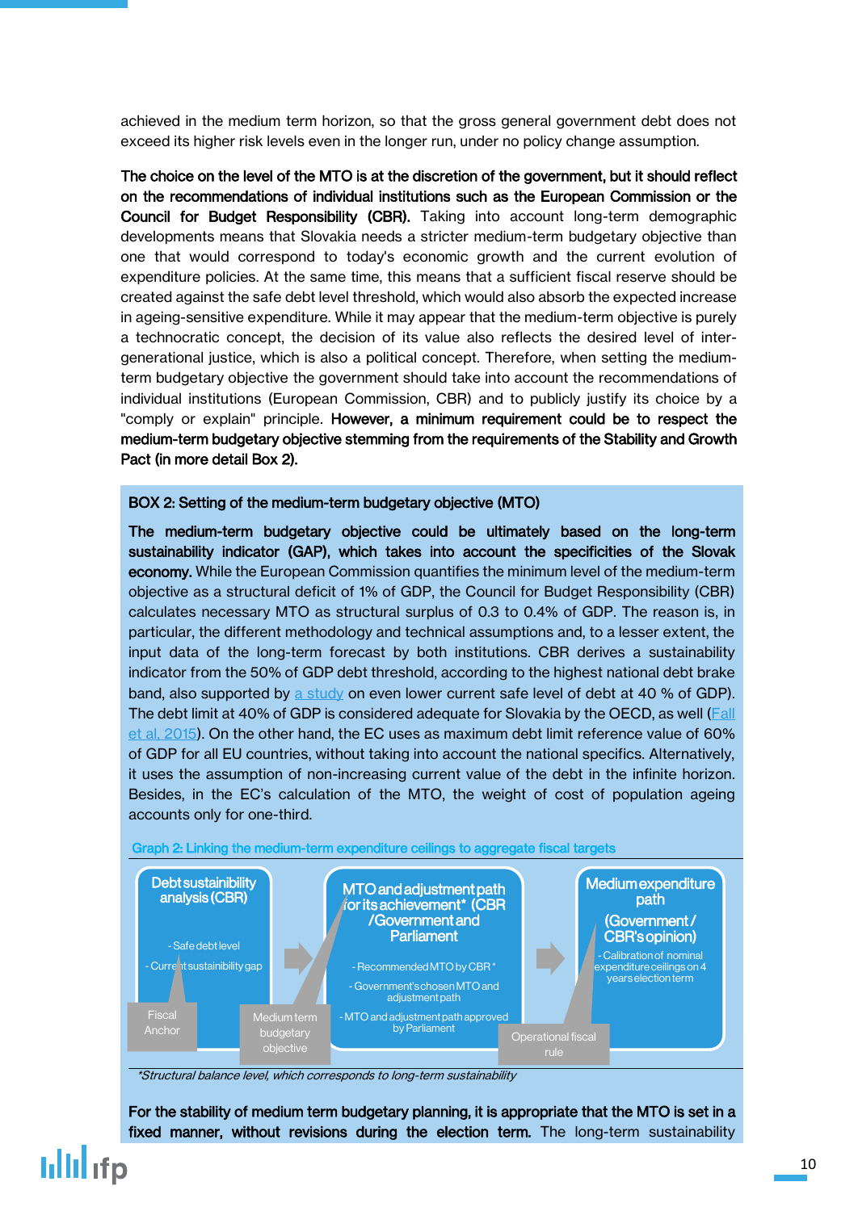achieved in the medium term horizon, so that the gross general government debt does not exceed its higher risk levels even in the longer run, under no policy change assumption.

**The choice on the level of the MTO is at the discretion of the government, but it should reflect on the recommendations of individual institutions such as the European Commission or the Council for Budget Responsibility (CBR).** Taking into account long-term demographic developments means that Slovakia needs a stricter medium-term budgetary objective than one that would correspond to today's economic growth and the current evolution of expenditure policies. At the same time, this means that a sufficient fiscal reserve should be created against the safe debt level threshold, which would also absorb the expected increase in ageing-sensitive expenditure. While it may appear that the medium-term objective is purely a technocratic concept, the decision of its value also reflects the desired level of inter-generational justice, which is also a political concept. Therefore, when setting the medium-term budgetary objective the government should take into account the recommendations of individual institutions (European Commission, CBR) and to publicly justify its choice by a "comply or explain" principle. **However, a minimum requirement could be to respect the medium-term budgetary objective stemming from the requirements of the Stability and Growth Pact (in more detail Box 2).**

**BOX 2: Setting of the medium-term budgetary objective (MTO)**

**The medium-term budgetary objective could be ultimately based on the long-term sustainability indicator (GAP), which takes into account the specificities of the Slovak economy.** While the European Commission quantifies the minimum level of the medium-term objective as a structural deficit of 1% of GDP, the Council for Budget Responsibility (CBR) calculates necessary MTO as structural surplus of 0.3 to 0.4% of GDP. The reason is, in particular, the different methodology and technical assumptions and, to a lesser extent, the input data of the long-term forecast by both institutions. CBR derives a sustainability indicator from the 50% of GDP debt threshold, according to the highest national debt brake band, also supported by a study on even lower current safe level of debt at 40 % of GDP). The debt limit at 40% of GDP is considered adequate for Slovakia by the OECD, as well (Fall et al, 2015). On the other hand, the EC uses as maximum debt limit reference value of 60% of GDP for all EU countries, without taking into account the national specifics. Alternatively, it uses the assumption of non-increasing current value of the debt in the infinite horizon. Besides, in the EC's calculation of the MTO, the weight of cost of population ageing accounts only for one-third.

Graph 2: Linking the medium-term expenditure ceilings to aggregate fiscal targets

- **Debt sustainability analysis (CBR)**
  - Safe debt level
  - Current sustainability gap
  - *Fiscal Anchor*
- **MTO and adjustment path for its achievement* (CBR /Government and Parliament**
  - Recommended MTO by CBR*
  - Government's chosen MTO and adjustment path
  - MTO and adjustment path approved by Parliament
  - *Medium term budgetary objective*
- **Medium expenditure path (Government / CBR's opinion)**
  - Calibration of nominal expenditure ceilings on 4 years election term
  - *Operational fiscal rule*

*\*Structural balance level, which corresponds to long-term sustainability*

**For the stability of medium term budgetary planning, it is appropriate that the MTO is set in a fixed manner, without revisions during the election term.** The long-term sustainability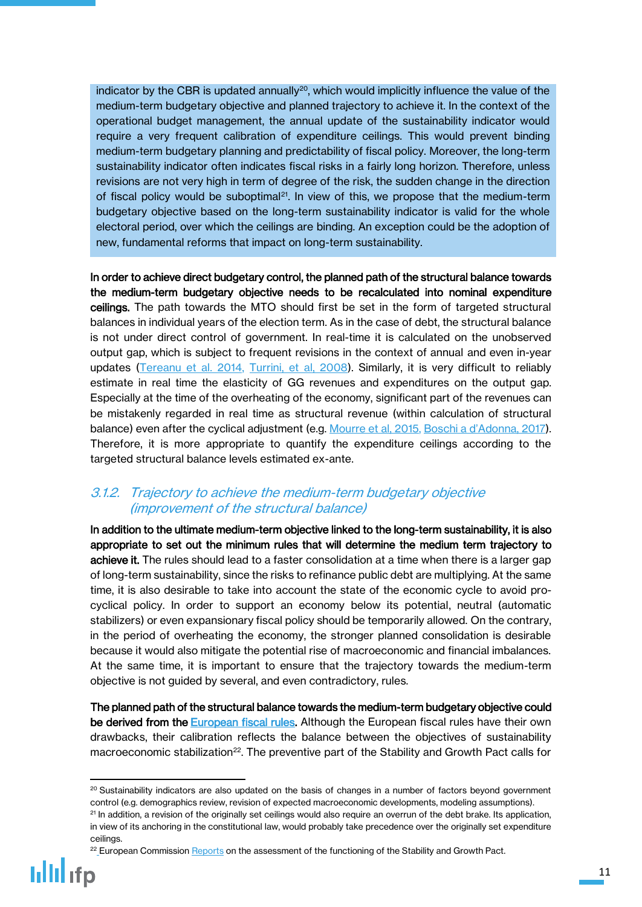indicator by the CBR is updated annually[20], which would implicitly influence the value of the medium-term budgetary objective and planned trajectory to achieve it. In the context of the operational budget management, the annual update of the sustainability indicator would require a very frequent calibration of expenditure ceilings. This would prevent binding medium-term budgetary planning and predictability of fiscal policy. Moreover, the long-term sustainability indicator often indicates fiscal risks in a fairly long horizon. Therefore, unless revisions are not very high in term of degree of the risk, the sudden change in the direction of fiscal policy would be suboptimal[21]. In view of this, we propose that the medium-term budgetary objective based on the long-term sustainability indicator is valid for the whole electoral period, over which the ceilings are binding. An exception could be the adoption of new, fundamental reforms that impact on long-term sustainability.

**In order to achieve direct budgetary control, the planned path of the structural balance towards the medium-term budgetary objective needs to be recalculated into nominal expenditure ceilings.** The path towards the MTO should first be set in the form of targeted structural balances in individual years of the election term. As in the case of debt, the structural balance is not under direct control of government. In real-time it is calculated on the unobserved output gap, which is subject to frequent revisions in the context of annual and even in-year updates (Tereanu et al. 2014, Turrini, et al, 2008). Similarly, it is very difficult to reliably estimate in real time the elasticity of GG revenues and expenditures on the output gap. Especially at the time of the overheating of the economy, significant part of the revenues can be mistakenly regarded in real time as structural revenue (within calculation of structural balance) even after the cyclical adjustment (e.g. Mourre et al, 2015, Boschi a d'Adonna, 2017). Therefore, it is more appropriate to quantify the expenditure ceilings according to the targeted structural balance levels estimated ex-ante.

### *3.1.2. Trajectory to achieve the medium-term budgetary objective (improvement of the structural balance)*

**In addition to the ultimate medium-term objective linked to the long-term sustainability, it is also appropriate to set out the minimum rules that will determine the medium term trajectory to achieve it.** The rules should lead to a faster consolidation at a time when there is a larger gap of long-term sustainability, since the risks to refinance public debt are multiplying. At the same time, it is also desirable to take into account the state of the economic cycle to avoid pro-cyclical policy. In order to support an economy below its potential, neutral (automatic stabilizers) or even expansionary fiscal policy should be temporarily allowed. On the contrary, in the period of overheating the economy, the stronger planned consolidation is desirable because it would also mitigate the potential rise of macroeconomic and financial imbalances. At the same time, it is important to ensure that the trajectory towards the medium-term objective is not guided by several, and even contradictory, rules.

**The planned path of the structural balance towards the medium-term budgetary objective could be derived from the European fiscal rules.** Although the European fiscal rules have their own drawbacks, their calibration reflects the balance between the objectives of sustainability macroeconomic stabilization[22]. The preventive part of the Stability and Growth Pact calls for

---

[20] Sustainability indicators are also updated on the basis of changes in a number of factors beyond government control (e.g. demographics review, revision of expected macroeconomic developments, modeling assumptions).

[21] In addition, a revision of the originally set ceilings would also require an overrun of the debt brake. Its application, in view of its anchoring in the constitutional law, would probably take precedence over the originally set expenditure ceilings.

[22] European Commission Reports on the assessment of the functioning of the Stability and Growth Pact.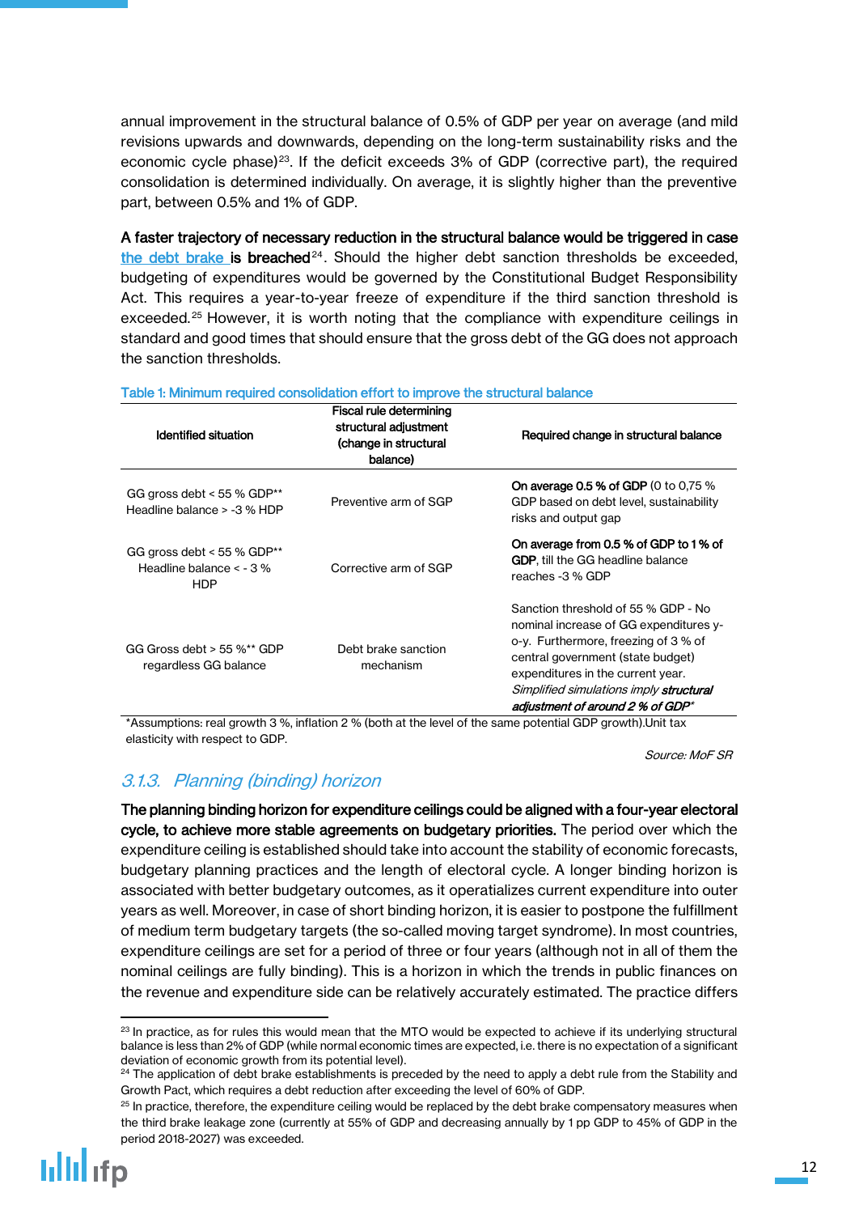annual improvement in the structural balance of 0.5% of GDP per year on average (and mild revisions upwards and downwards, depending on the long-term sustainability risks and the economic cycle phase)[23]. If the deficit exceeds 3% of GDP (corrective part), the required consolidation is determined individually. On average, it is slightly higher than the preventive part, between 0.5% and 1% of GDP.

**A faster trajectory of necessary reduction in the structural balance would be triggered in case the debt brake is breached**[24]. Should the higher debt sanction thresholds be exceeded, budgeting of expenditures would be governed by the Constitutional Budget Responsibility Act. This requires a year-to-year freeze of expenditure if the third sanction threshold is exceeded.[25] However, it is worth noting that the compliance with expenditure ceilings in standard and good times that should ensure that the gross debt of the GG does not approach the sanction thresholds.

**Table 1: Minimum required consolidation effort to improve the structural balance**

| Identified situation | Fiscal rule determining structural adjustment (change in structural balance) | Required change in structural balance |
|---|---|---|
| GG gross debt < 55 % GDP** Headline balance > -3 % HDP | Preventive arm of SGP | **On average 0.5 % of GDP** (0 to 0,75 % GDP based on debt level, sustainability risks and output gap |
| GG gross debt < 55 % GDP** Headline balance < - 3 % HDP | Corrective arm of SGP | **On average from 0.5 % of GDP to 1 % of GDP**, till the GG headline balance reaches -3 % GDP |
| GG Gross debt > 55 %** GDP regardless GG balance | Debt brake sanction mechanism | Sanction threshold of 55 % GDP - No nominal increase of GG expenditures y-o-y. Furthermore, freezing of 3 % of central government (state budget) expenditures in the current year. *Simplified simulations imply **structural adjustment of around 2 % of GDP*** |

*Assumptions: real growth 3 %, inflation 2 % (both at the level of the same potential GDP growth).Unit tax elasticity with respect to GDP.

*Source: MoF SR*

### *3.1.3. Planning (binding) horizon*

**The planning binding horizon for expenditure ceilings could be aligned with a four-year electoral cycle, to achieve more stable agreements on budgetary priorities.** The period over which the expenditure ceiling is established should take into account the stability of economic forecasts, budgetary planning practices and the length of electoral cycle. A longer binding horizon is associated with better budgetary outcomes, as it operatializes current expenditure into outer years as well. Moreover, in case of short binding horizon, it is easier to postpone the fulfillment of medium term budgetary targets (the so-called moving target syndrome). In most countries, expenditure ceilings are set for a period of three or four years (although not in all of them the nominal ceilings are fully binding). This is a horizon in which the trends in public finances on the revenue and expenditure side can be relatively accurately estimated. The practice differs

---

[23] In practice, as for rules this would mean that the MTO would be expected to achieve if its underlying structural balance is less than 2% of GDP (while normal economic times are expected, i.e. there is no expectation of a significant deviation of economic growth from its potential level).

[24] The application of debt brake establishments is preceded by the need to apply a debt rule from the Stability and Growth Pact, which requires a debt reduction after exceeding the level of 60% of GDP.

[25] In practice, therefore, the expenditure ceiling would be replaced by the debt brake compensatory measures when the third brake leakage zone (currently at 55% of GDP and decreasing annually by 1 pp GDP to 45% of GDP in the period 2018-2027) was exceeded.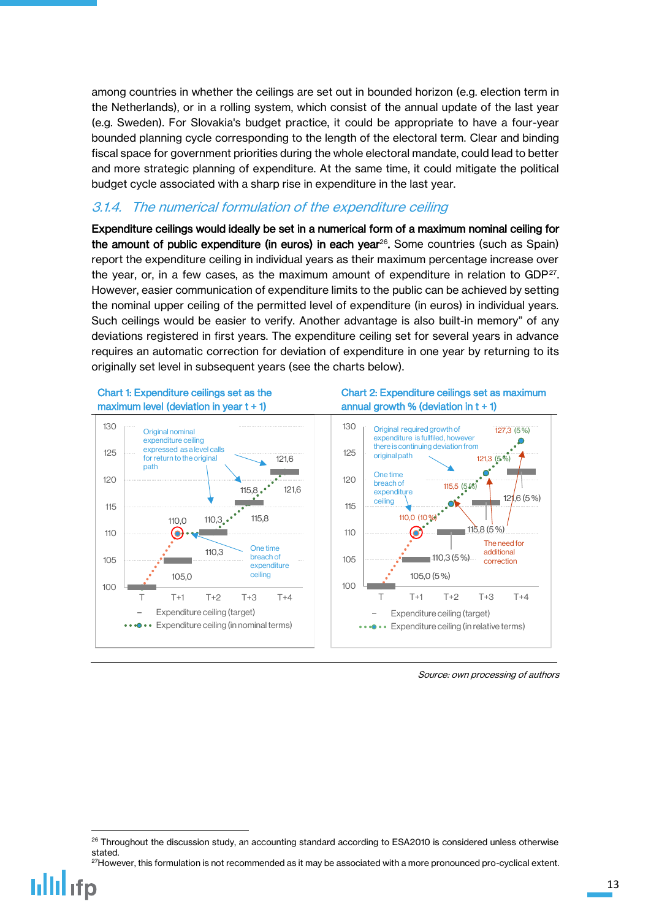among countries in whether the ceilings are set out in bounded horizon (e.g. election term in the Netherlands), or in a rolling system, which consist of the annual update of the last year (e.g. Sweden). For Slovakia's budget practice, it could be appropriate to have a four-year bounded planning cycle corresponding to the length of the electoral term. Clear and binding fiscal space for government priorities during the whole electoral mandate, could lead to better and more strategic planning of expenditure. At the same time, it could mitigate the political budget cycle associated with a sharp rise in expenditure in the last year.

### *3.1.4. The numerical formulation of the expenditure ceiling*

**Expenditure ceilings would ideally be set in a numerical form of a maximum nominal ceiling for the amount of public expenditure (in euros) in each year**[26]**.** Some countries (such as Spain) report the expenditure ceiling in individual years as their maximum percentage increase over the year, or, in a few cases, as the maximum amount of expenditure in relation to GDP[27]. However, easier communication of expenditure limits to the public can be achieved by setting the nominal upper ceiling of the permitted level of expenditure (in euros) in individual years. Such ceilings would be easier to verify. Another advantage is also built-in memory" of any deviations registered in first years. The expenditure ceiling set for several years in advance requires an automatic correction for deviation of expenditure in one year by returning to its originally set level in subsequent years (see the charts below).

Chart 1: Expenditure ceilings set as the maximum level (deviation in year t + 1)

Chart 2: Expenditure ceilings set as maximum annual growth % (deviation in t + 1)

*Source: own processing of authors*

---

[26] Throughout the discussion study, an accounting standard according to ESA2010 is considered unless otherwise stated.

[27] However, this formulation is not recommended as it may be associated with a more pronounced pro-cyclical extent.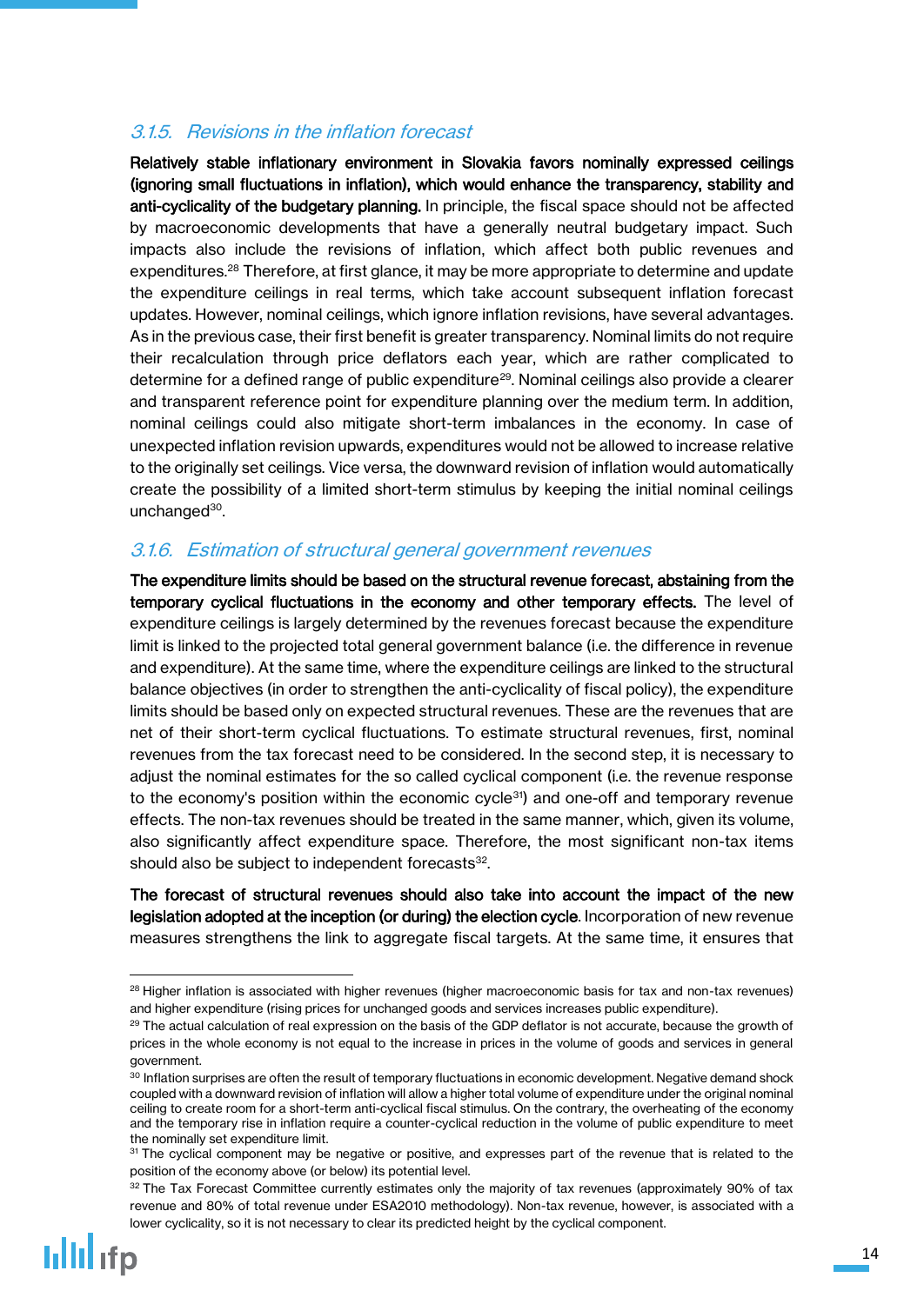### 3.1.5. Revisions in the inflation forecast

**Relatively stable inflationary environment in Slovakia favors nominally expressed ceilings (ignoring small fluctuations in inflation), which would enhance the transparency, stability and anti-cyclicality of the budgetary planning.** In principle, the fiscal space should not be affected by macroeconomic developments that have a generally neutral budgetary impact. Such impacts also include the revisions of inflation, which affect both public revenues and expenditures.[28] Therefore, at first glance, it may be more appropriate to determine and update the expenditure ceilings in real terms, which take account subsequent inflation forecast updates. However, nominal ceilings, which ignore inflation revisions, have several advantages. As in the previous case, their first benefit is greater transparency. Nominal limits do not require their recalculation through price deflators each year, which are rather complicated to determine for a defined range of public expenditure[29]. Nominal ceilings also provide a clearer and transparent reference point for expenditure planning over the medium term. In addition, nominal ceilings could also mitigate short-term imbalances in the economy. In case of unexpected inflation revision upwards, expenditures would not be allowed to increase relative to the originally set ceilings. Vice versa, the downward revision of inflation would automatically create the possibility of a limited short-term stimulus by keeping the initial nominal ceilings unchanged[30].

### 3.1.6. Estimation of structural general government revenues

**The expenditure limits should be based on the structural revenue forecast, abstaining from the temporary cyclical fluctuations in the economy and other temporary effects.** The level of expenditure ceilings is largely determined by the revenues forecast because the expenditure limit is linked to the projected total general government balance (i.e. the difference in revenue and expenditure). At the same time, where the expenditure ceilings are linked to the structural balance objectives (in order to strengthen the anti-cyclicality of fiscal policy), the expenditure limits should be based only on expected structural revenues. These are the revenues that are net of their short-term cyclical fluctuations. To estimate structural revenues, first, nominal revenues from the tax forecast need to be considered. In the second step, it is necessary to adjust the nominal estimates for the so called cyclical component (i.e. the revenue response to the economy's position within the economic cycle[31]) and one-off and temporary revenue effects. The non-tax revenues should be treated in the same manner, which, given its volume, also significantly affect expenditure space. Therefore, the most significant non-tax items should also be subject to independent forecasts[32].

**The forecast of structural revenues should also take into account the impact of the new legislation adopted at the inception (or during) the election cycle**. Incorporation of new revenue measures strengthens the link to aggregate fiscal targets. At the same time, it ensures that

---

[28] Higher inflation is associated with higher revenues (higher macroeconomic basis for tax and non-tax revenues) and higher expenditure (rising prices for unchanged goods and services increases public expenditure).

[29] The actual calculation of real expression on the basis of the GDP deflator is not accurate, because the growth of prices in the whole economy is not equal to the increase in prices in the volume of goods and services in general government.

[30] Inflation surprises are often the result of temporary fluctuations in economic development. Negative demand shock coupled with a downward revision of inflation will allow a higher total volume of expenditure under the original nominal ceiling to create room for a short-term anti-cyclical fiscal stimulus. On the contrary, the overheating of the economy and the temporary rise in inflation require a counter-cyclical reduction in the volume of public expenditure to meet the nominally set expenditure limit.

[31] The cyclical component may be negative or positive, and expresses part of the revenue that is related to the position of the economy above (or below) its potential level.

[32] The Tax Forecast Committee currently estimates only the majority of tax revenues (approximately 90% of tax revenue and 80% of total revenue under ESA2010 methodology). Non-tax revenue, however, is associated with a lower cyclicality, so it is not necessary to clear its predicted height by the cyclical component.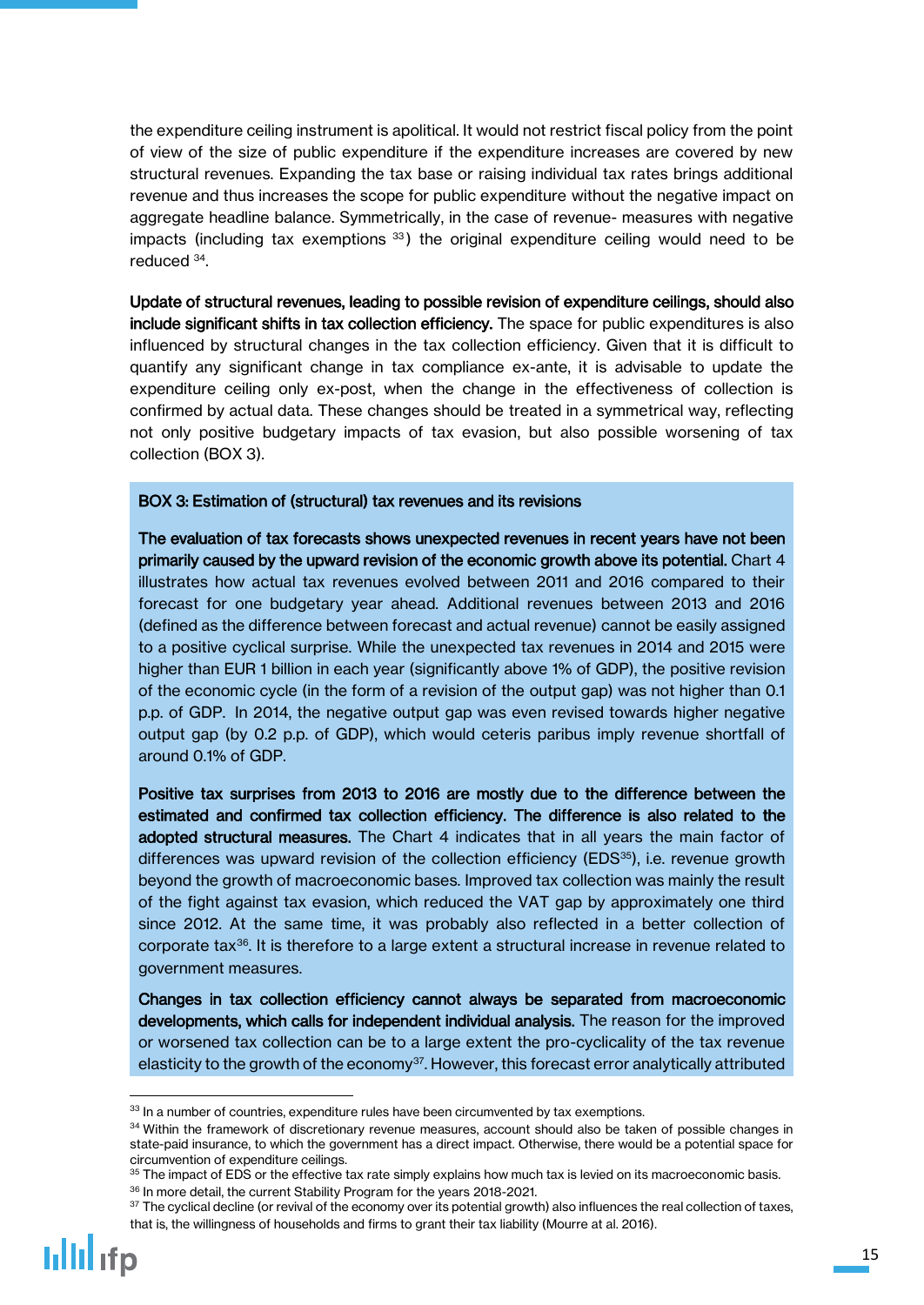the expenditure ceiling instrument is apolitical. It would not restrict fiscal policy from the point of view of the size of public expenditure if the expenditure increases are covered by new structural revenues. Expanding the tax base or raising individual tax rates brings additional revenue and thus increases the scope for public expenditure without the negative impact on aggregate headline balance. Symmetrically, in the case of revenue- measures with negative impacts (including tax exemptions [33]) the original expenditure ceiling would need to be reduced [34].

**Update of structural revenues, leading to possible revision of expenditure ceilings, should also include significant shifts in tax collection efficiency.** The space for public expenditures is also influenced by structural changes in the tax collection efficiency. Given that it is difficult to quantify any significant change in tax compliance ex-ante, it is advisable to update the expenditure ceiling only ex-post, when the change in the effectiveness of collection is confirmed by actual data. These changes should be treated in a symmetrical way, reflecting not only positive budgetary impacts of tax evasion, but also possible worsening of tax collection (BOX 3).

**BOX 3: Estimation of (structural) tax revenues and its revisions**

**The evaluation of tax forecasts shows unexpected revenues in recent years have not been primarily caused by the upward revision of the economic growth above its potential.** Chart 4 illustrates how actual tax revenues evolved between 2011 and 2016 compared to their forecast for one budgetary year ahead. Additional revenues between 2013 and 2016 (defined as the difference between forecast and actual revenue) cannot be easily assigned to a positive cyclical surprise. While the unexpected tax revenues in 2014 and 2015 were higher than EUR 1 billion in each year (significantly above 1% of GDP), the positive revision of the economic cycle (in the form of a revision of the output gap) was not higher than 0.1 p.p. of GDP. In 2014, the negative output gap was even revised towards higher negative output gap (by 0.2 p.p. of GDP), which would ceteris paribus imply revenue shortfall of around 0.1% of GDP.

**Positive tax surprises from 2013 to 2016 are mostly due to the difference between the estimated and confirmed tax collection efficiency. The difference is also related to the adopted structural measures.** The Chart 4 indicates that in all years the main factor of differences was upward revision of the collection efficiency (EDS[35]), i.e. revenue growth beyond the growth of macroeconomic bases. Improved tax collection was mainly the result of the fight against tax evasion, which reduced the VAT gap by approximately one third since 2012. At the same time, it was probably also reflected in a better collection of corporate tax[36]. It is therefore to a large extent a structural increase in revenue related to government measures.

**Changes in tax collection efficiency cannot always be separated from macroeconomic developments, which calls for independent individual analysis.** The reason for the improved or worsened tax collection can be to a large extent the pro-cyclicality of the tax revenue elasticity to the growth of the economy[37]. However, this forecast error analytically attributed

---

[33] In a number of countries, expenditure rules have been circumvented by tax exemptions.

[34] Within the framework of discretionary revenue measures, account should also be taken of possible changes in state-paid insurance, to which the government has a direct impact. Otherwise, there would be a potential space for circumvention of expenditure ceilings.

[35] The impact of EDS or the effective tax rate simply explains how much tax is levied on its macroeconomic basis.

[36] In more detail, the current Stability Program for the years 2018-2021.

[37] The cyclical decline (or revival of the economy over its potential growth) also influences the real collection of taxes, that is, the willingness of households and firms to grant their tax liability (Mourre at al. 2016).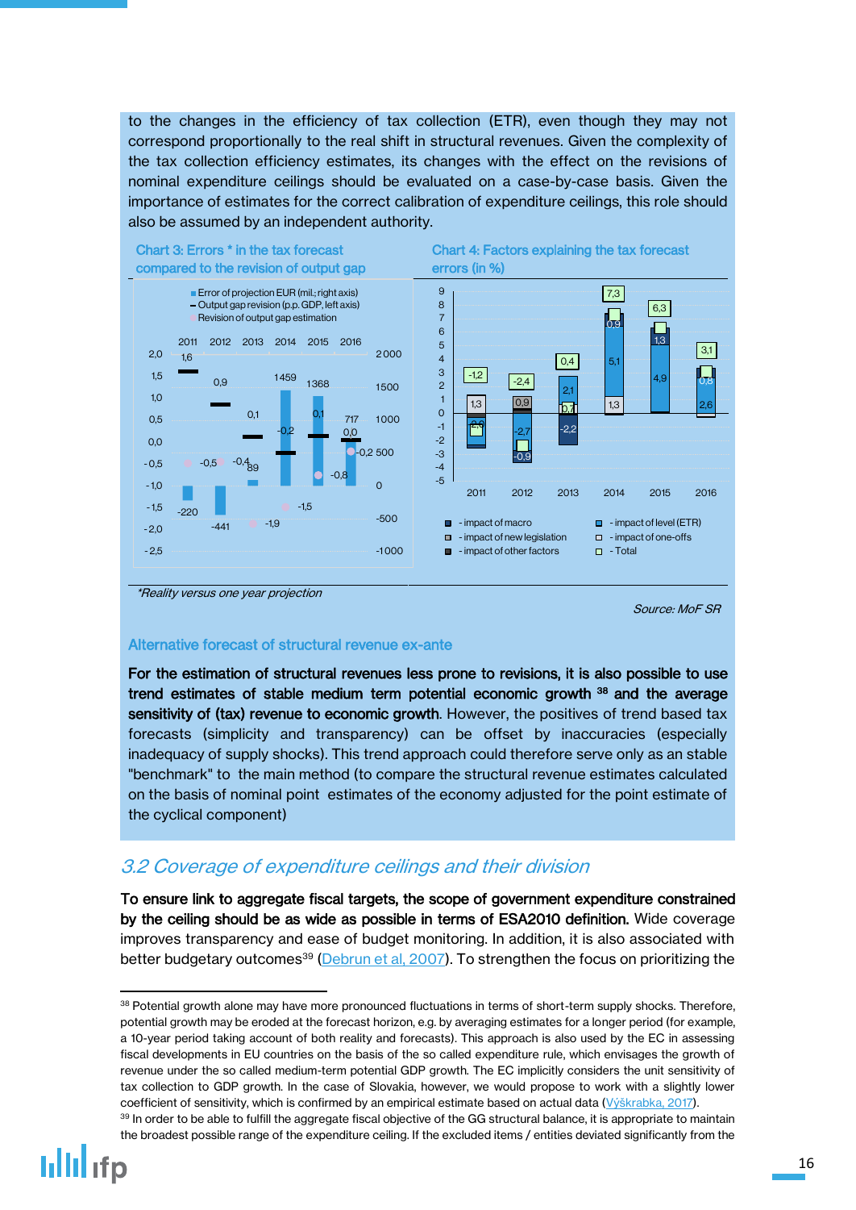to the changes in the efficiency of tax collection (ETR), even though they may not correspond proportionally to the real shift in structural revenues. Given the complexity of the tax collection efficiency estimates, its changes with the effect on the revisions of nominal expenditure ceilings should be evaluated on a case-by-case basis. Given the importance of estimates for the correct calibration of expenditure ceilings, this role should also be assumed by an independent authority.

Chart 3: Errors * in the tax forecast compared to the revision of output gap

Chart 4: Factors explaining the tax forecast errors (in %)

*Reality versus one year projection

Source: MoF SR

### Alternative forecast of structural revenue ex-ante

**For the estimation of structural revenues less prone to revisions, it is also possible to use trend estimates of stable medium term potential economic growth [38] and the average sensitivity of (tax) revenue to economic growth.** However, the positives of trend based tax forecasts (simplicity and transparency) can be offset by inaccuracies (especially inadequacy of supply shocks). This trend approach could therefore serve only as an stable "benchmark" to the main method (to compare the structural revenue estimates calculated on the basis of nominal point estimates of the economy adjusted for the point estimate of the cyclical component)

## 3.2 Coverage of expenditure ceilings and their division

**To ensure link to aggregate fiscal targets, the scope of government expenditure constrained by the ceiling should be as wide as possible in terms of ESA2010 definition.** Wide coverage improves transparency and ease of budget monitoring. In addition, it is also associated with better budgetary outcomes[39] (Debrun et al, 2007). To strengthen the focus on prioritizing the

---

[38] Potential growth alone may have more pronounced fluctuations in terms of short-term supply shocks. Therefore, potential growth may be eroded at the forecast horizon, e.g. by averaging estimates for a longer period (for example, a 10-year period taking account of both reality and forecasts). This approach is also used by the EC in assessing fiscal developments in EU countries on the basis of the so called expenditure rule, which envisages the growth of revenue under the so called medium-term potential GDP growth. The EC implicitly considers the unit sensitivity of tax collection to GDP growth. In the case of Slovakia, however, we would propose to work with a slightly lower coefficient of sensitivity, which is confirmed by an empirical estimate based on actual data (Výškrabka, 2017).

[39] In order to be able to fulfill the aggregate fiscal objective of the GG structural balance, it is appropriate to maintain the broadest possible range of the expenditure ceiling. If the excluded items / entities deviated significantly from the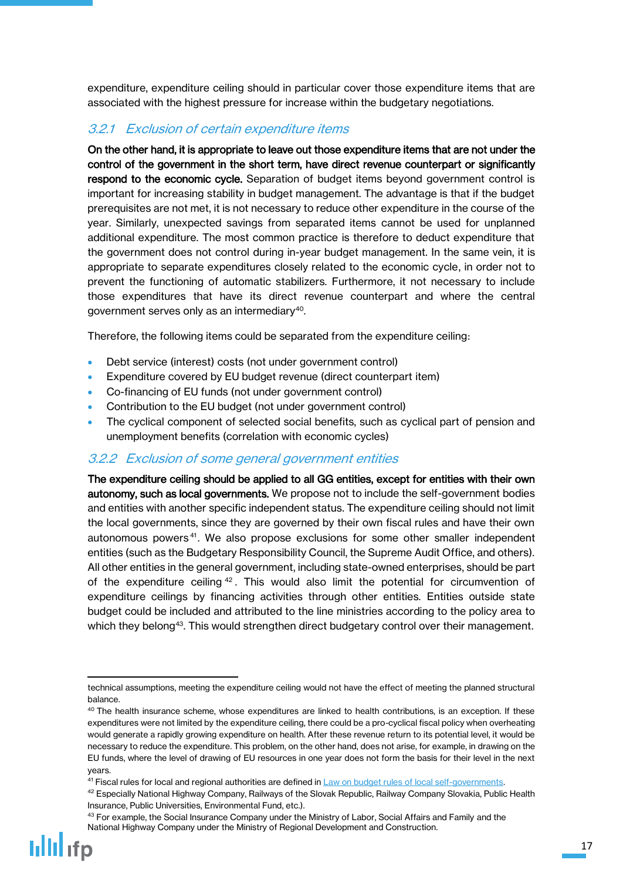expenditure, expenditure ceiling should in particular cover those expenditure items that are associated with the highest pressure for increase within the budgetary negotiations.

### *3.2.1 Exclusion of certain expenditure items*

**On the other hand, it is appropriate to leave out those expenditure items that are not under the control of the government in the short term, have direct revenue counterpart or significantly respond to the economic cycle.** Separation of budget items beyond government control is important for increasing stability in budget management. The advantage is that if the budget prerequisites are not met, it is not necessary to reduce other expenditure in the course of the year. Similarly, unexpected savings from separated items cannot be used for unplanned additional expenditure. The most common practice is therefore to deduct expenditure that the government does not control during in-year budget management. In the same vein, it is appropriate to separate expenditures closely related to the economic cycle, in order not to prevent the functioning of automatic stabilizers. Furthermore, it not necessary to include those expenditures that have its direct revenue counterpart and where the central government serves only as an intermediary[40].

Therefore, the following items could be separated from the expenditure ceiling:

- Debt service (interest) costs (not under government control)
- Expenditure covered by EU budget revenue (direct counterpart item)
- Co-financing of EU funds (not under government control)
- Contribution to the EU budget (not under government control)
- The cyclical component of selected social benefits, such as cyclical part of pension and unemployment benefits (correlation with economic cycles)

### *3.2.2 Exclusion of some general government entities*

**The expenditure ceiling should be applied to all GG entities, except for entities with their own autonomy, such as local governments.** We propose not to include the self-government bodies and entities with another specific independent status. The expenditure ceiling should not limit the local governments, since they are governed by their own fiscal rules and have their own autonomous powers[41]. We also propose exclusions for some other smaller independent entities (such as the Budgetary Responsibility Council, the Supreme Audit Office, and others). All other entities in the general government, including state-owned enterprises, should be part of the expenditure ceiling[42]. This would also limit the potential for circumvention of expenditure ceilings by financing activities through other entities. Entities outside state budget could be included and attributed to the line ministries according to the policy area to which they belong[43]. This would strengthen direct budgetary control over their management.

---

technical assumptions, meeting the expenditure ceiling would not have the effect of meeting the planned structural balance.

[40] The health insurance scheme, whose expenditures are linked to health contributions, is an exception. If these expenditures were not limited by the expenditure ceiling, there could be a pro-cyclical fiscal policy when overheating would generate a rapidly growing expenditure on health. After these revenue return to its potential level, it would be necessary to reduce the expenditure. This problem, on the other hand, does not arise, for example, in drawing on the EU funds, where the level of drawing of EU resources in one year does not form the basis for their level in the next years.

[41] Fiscal rules for local and regional authorities are defined in Law on budget rules of local self-governments.

[42] Especially National Highway Company, Railways of the Slovak Republic, Railway Company Slovakia, Public Health Insurance, Public Universities, Environmental Fund, etc.).

[43] For example, the Social Insurance Company under the Ministry of Labor, Social Affairs and Family and the National Highway Company under the Ministry of Regional Development and Construction.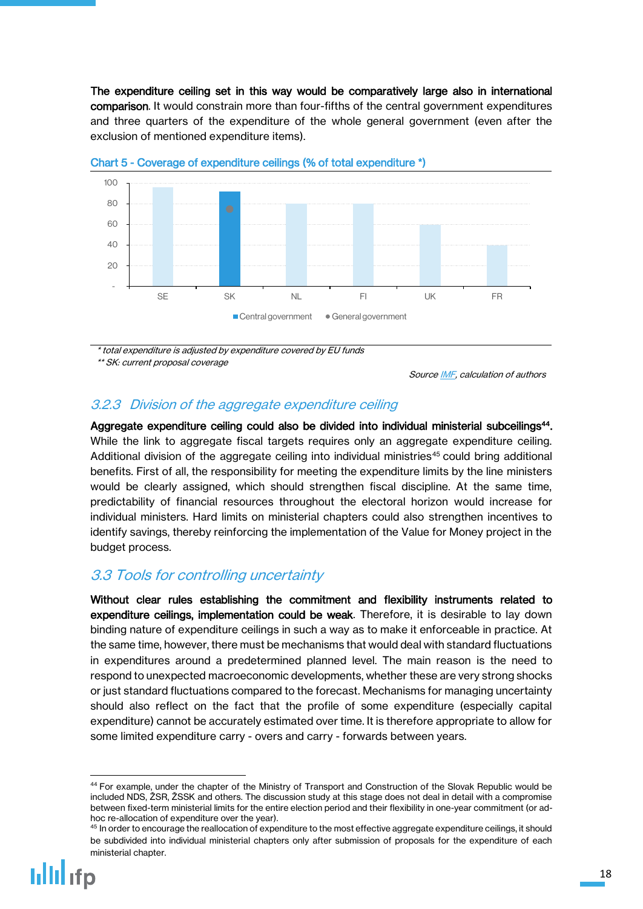**The expenditure ceiling set in this way would be comparatively large also in international comparison**. It would constrain more than four-fifths of the central government expenditures and three quarters of the expenditure of the whole general government (even after the exclusion of mentioned expenditure items).

Chart 5 - Coverage of expenditure ceilings (% of total expenditure *)

*\* total expenditure is adjusted by expenditure covered by EU funds*
*\*\* SK: current proposal coverage*

*Source IMF, calculation of authors*

### 3.2.3 Division of the aggregate expenditure ceiling

**Aggregate expenditure ceiling could also be divided into individual ministerial subceilings[44].** While the link to aggregate fiscal targets requires only an aggregate expenditure ceiling. Additional division of the aggregate ceiling into individual ministries[45] could bring additional benefits. First of all, the responsibility for meeting the expenditure limits by the line ministers would be clearly assigned, which should strengthen fiscal discipline. At the same time, predictability of financial resources throughout the electoral horizon would increase for individual ministers. Hard limits on ministerial chapters could also strengthen incentives to identify savings, thereby reinforcing the implementation of the Value for Money project in the budget process.

## 3.3 Tools for controlling uncertainty

**Without clear rules establishing the commitment and flexibility instruments related to expenditure ceilings, implementation could be weak**. Therefore, it is desirable to lay down binding nature of expenditure ceilings in such a way as to make it enforceable in practice. At the same time, however, there must be mechanisms that would deal with standard fluctuations in expenditures around a predetermined planned level. The main reason is the need to respond to unexpected macroeconomic developments, whether these are very strong shocks or just standard fluctuations compared to the forecast. Mechanisms for managing uncertainty should also reflect on the fact that the profile of some expenditure (especially capital expenditure) cannot be accurately estimated over time. It is therefore appropriate to allow for some limited expenditure carry - overs and carry - forwards between years.

---

[44] For example, under the chapter of the Ministry of Transport and Construction of the Slovak Republic would be included NDS, ŽSR, ŽSSK and others. The discussion study at this stage does not deal in detail with a compromise between fixed-term ministerial limits for the entire election period and their flexibility in one-year commitment (or ad-hoc re-allocation of expenditure over the year).

[45] In order to encourage the reallocation of expenditure to the most effective aggregate expenditure ceilings, it should be subdivided into individual ministerial chapters only after submission of proposals for the expenditure of each ministerial chapter.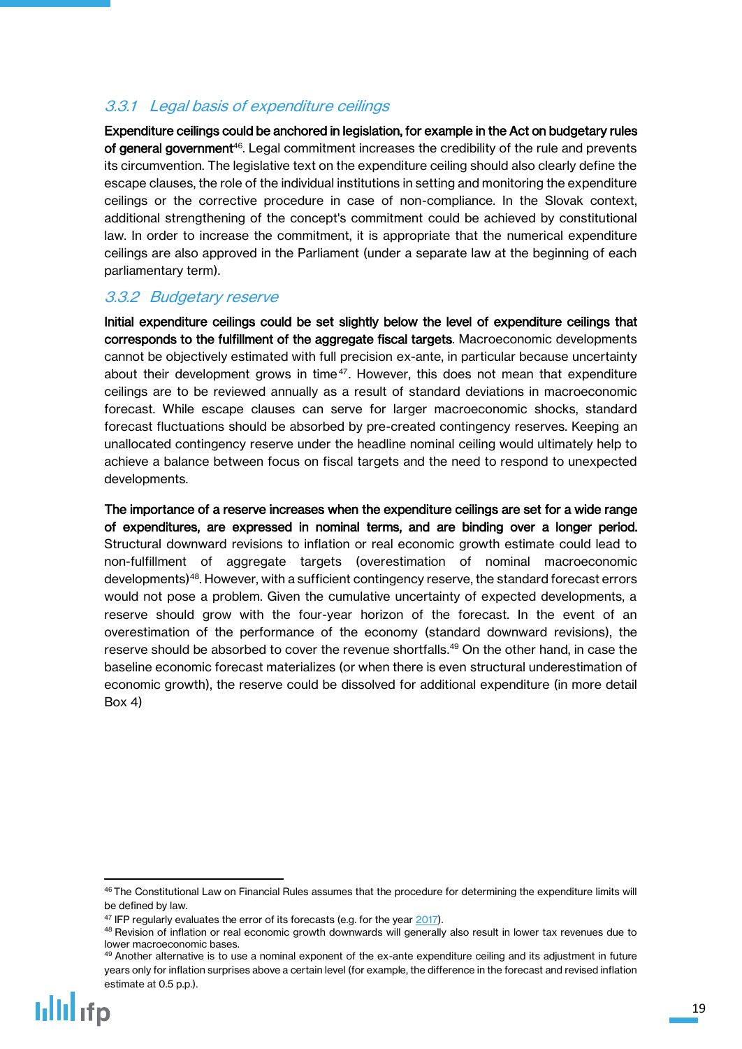### *3.3.1 Legal basis of expenditure ceilings*

**Expenditure ceilings could be anchored in legislation, for example in the Act on budgetary rules of general government**[46]. Legal commitment increases the credibility of the rule and prevents its circumvention. The legislative text on the expenditure ceiling should also clearly define the escape clauses, the role of the individual institutions in setting and monitoring the expenditure ceilings or the corrective procedure in case of non-compliance. In the Slovak context, additional strengthening of the concept's commitment could be achieved by constitutional law. In order to increase the commitment, it is appropriate that the numerical expenditure ceilings are also approved in the Parliament (under a separate law at the beginning of each parliamentary term).

### *3.3.2 Budgetary reserve*

**Initial expenditure ceilings could be set slightly below the level of expenditure ceilings that corresponds to the fulfillment of the aggregate fiscal targets**. Macroeconomic developments cannot be objectively estimated with full precision ex-ante, in particular because uncertainty about their development grows in time[47]. However, this does not mean that expenditure ceilings are to be reviewed annually as a result of standard deviations in macroeconomic forecast. While escape clauses can serve for larger macroeconomic shocks, standard forecast fluctuations should be absorbed by pre-created contingency reserves. Keeping an unallocated contingency reserve under the headline nominal ceiling would ultimately help to achieve a balance between focus on fiscal targets and the need to respond to unexpected developments.

**The importance of a reserve increases when the expenditure ceilings are set for a wide range of expenditures, are expressed in nominal terms, and are binding over a longer period.** Structural downward revisions to inflation or real economic growth estimate could lead to non-fulfillment of aggregate targets (overestimation of nominal macroeconomic developments)[48]. However, with a sufficient contingency reserve, the standard forecast errors would not pose a problem. Given the cumulative uncertainty of expected developments, a reserve should grow with the four-year horizon of the forecast. In the event of an overestimation of the performance of the economy (standard downward revisions), the reserve should be absorbed to cover the revenue shortfalls.[49] On the other hand, in case the baseline economic forecast materializes (or when there is even structural underestimation of economic growth), the reserve could be dissolved for additional expenditure (in more detail Box 4)

---

[46] The Constitutional Law on Financial Rules assumes that the procedure for determining the expenditure limits will be defined by law.

[47] IFP regularly evaluates the error of its forecasts (e.g. for the year 2017).

[48] Revision of inflation or real economic growth downwards will generally also result in lower tax revenues due to lower macroeconomic bases.

[49] Another alternative is to use a nominal exponent of the ex-ante expenditure ceiling and its adjustment in future years only for inflation surprises above a certain level (for example, the difference in the forecast and revised inflation estimate at 0.5 p.p.).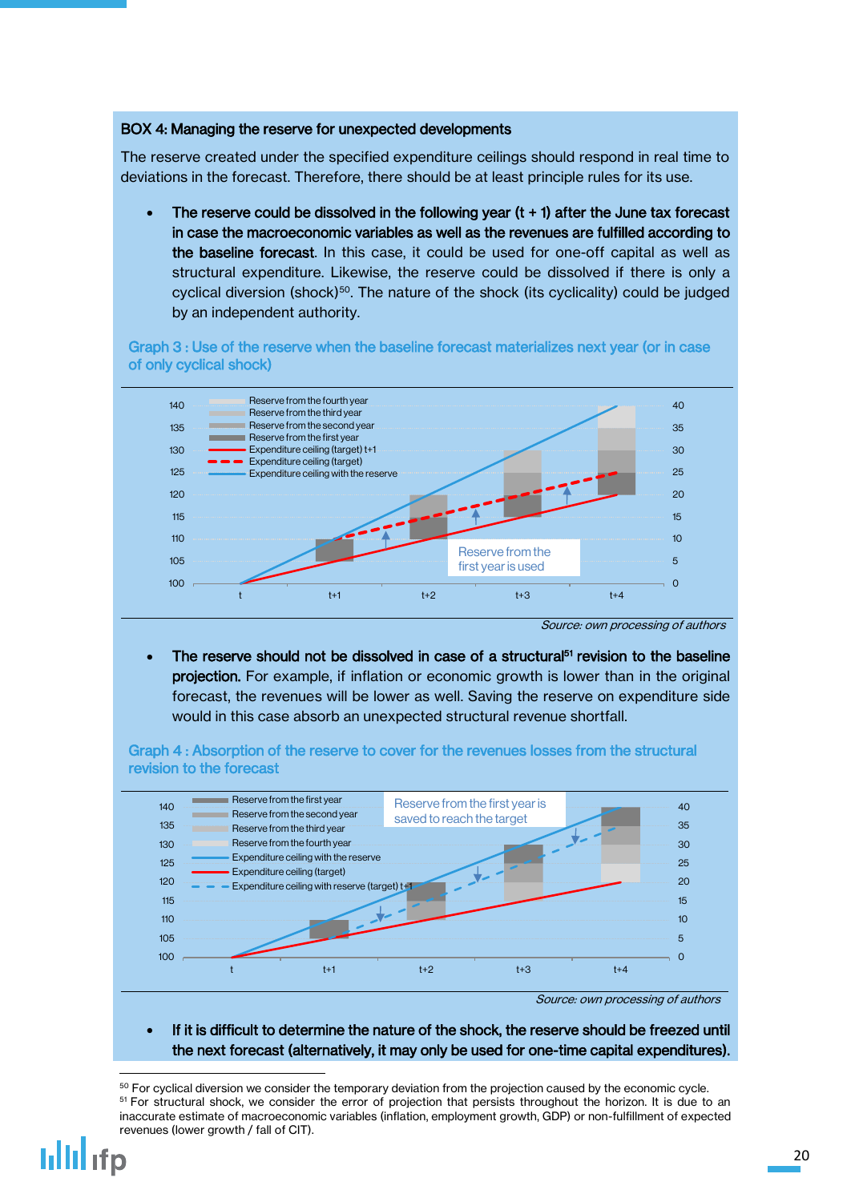### BOX 4: Managing the reserve for unexpected developments

The reserve created under the specified expenditure ceilings should respond in real time to deviations in the forecast. Therefore, there should be at least principle rules for its use.

- **The reserve could be dissolved in the following year (t + 1) after the June tax forecast in case the macroeconomic variables as well as the revenues are fulfilled according to the baseline forecast**. In this case, it could be used for one-off capital as well as structural expenditure. Likewise, the reserve could be dissolved if there is only a cyclical diversion (shock)[50]. The nature of the shock (its cyclicality) could be judged by an independent authority.

Graph 3 : Use of the reserve when the baseline forecast materializes next year (or in case of only cyclical shock)

*Source: own processing of authors*

- **The reserve should not be dissolved in case of a structural[51] revision to the baseline projection.** For example, if inflation or economic growth is lower than in the original forecast, the revenues will be lower as well. Saving the reserve on expenditure side would in this case absorb an unexpected structural revenue shortfall.

Graph 4 : Absorption of the reserve to cover for the revenues losses from the structural revision to the forecast

*Source: own processing of authors*

- **If it is difficult to determine the nature of the shock, the reserve should be freezed until the next forecast (alternatively, it may only be used for one-time capital expenditures).**

---

[50] For cyclical diversion we consider the temporary deviation from the projection caused by the economic cycle.
[51] For structural shock, we consider the error of projection that persists throughout the horizon. It is due to an inaccurate estimate of macroeconomic variables (inflation, employment growth, GDP) or non-fulfillment of expected revenues (lower growth / fall of CIT).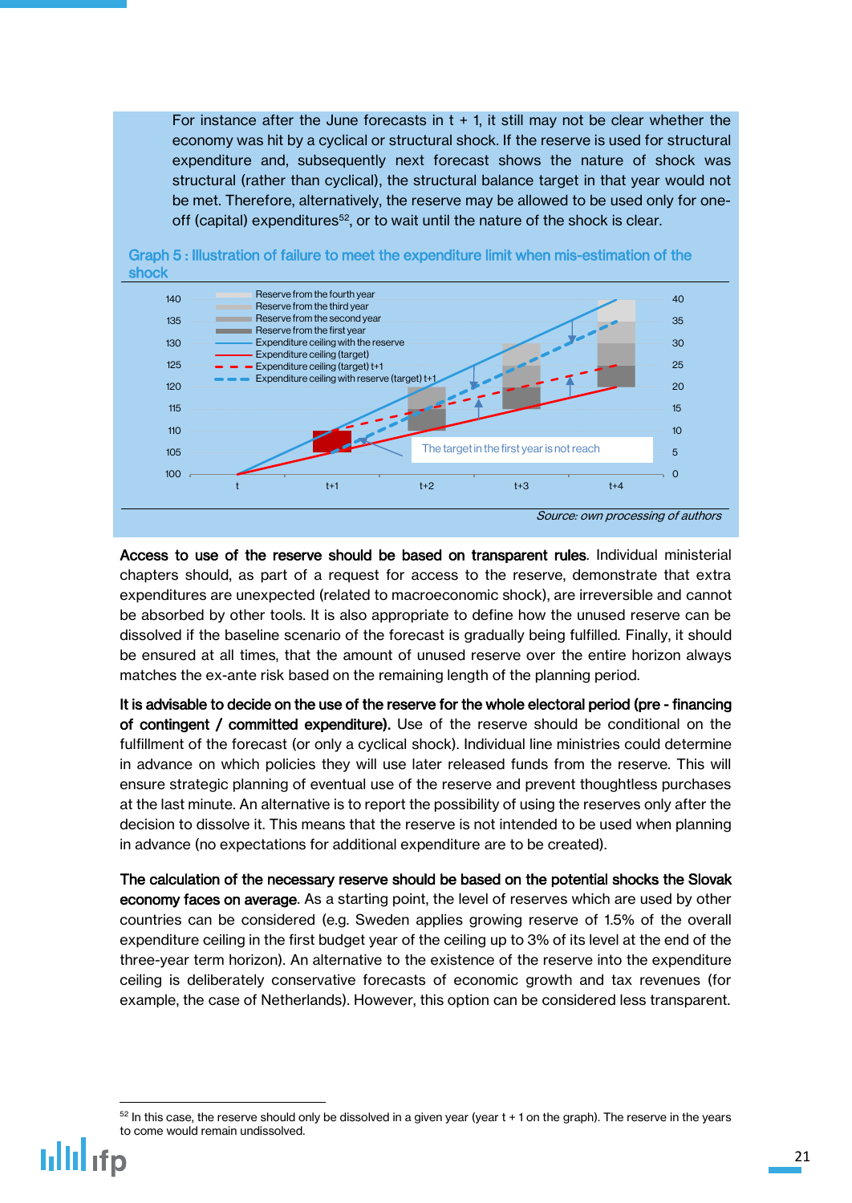For instance after the June forecasts in t + 1, it still may not be clear whether the economy was hit by a cyclical or structural shock. If the reserve is used for structural expenditure and, subsequently next forecast shows the nature of shock was structural (rather than cyclical), the structural balance target in that year would not be met. Therefore, alternatively, the reserve may be allowed to be used only for one-off (capital) expenditures[52], or to wait until the nature of the shock is clear.

**Graph 5 : Illustration of failure to meet the expenditure limit when mis-estimation of the shock**

*Source: own processing of authors*

**Access to use of the reserve should be based on transparent rules**. Individual ministerial chapters should, as part of a request for access to the reserve, demonstrate that extra expenditures are unexpected (related to macroeconomic shock), are irreversible and cannot be absorbed by other tools. It is also appropriate to define how the unused reserve can be dissolved if the baseline scenario of the forecast is gradually being fulfilled. Finally, it should be ensured at all times, that the amount of unused reserve over the entire horizon always matches the ex-ante risk based on the remaining length of the planning period.

**It is advisable to decide on the use of the reserve for the whole electoral period (pre - financing of contingent / committed expenditure).** Use of the reserve should be conditional on the fulfillment of the forecast (or only a cyclical shock). Individual line ministries could determine in advance on which policies they will use later released funds from the reserve. This will ensure strategic planning of eventual use of the reserve and prevent thoughtless purchases at the last minute. An alternative is to report the possibility of using the reserves only after the decision to dissolve it. This means that the reserve is not intended to be used when planning in advance (no expectations for additional expenditure are to be created).

**The calculation of the necessary reserve should be based on the potential shocks the Slovak economy faces on average**. As a starting point, the level of reserves which are used by other countries can be considered (e.g. Sweden applies growing reserve of 1.5% of the overall expenditure ceiling in the first budget year of the ceiling up to 3% of its level at the end of the three-year term horizon). An alternative to the existence of the reserve into the expenditure ceiling is deliberately conservative forecasts of economic growth and tax revenues (for example, the case of Netherlands). However, this option can be considered less transparent.

---

[52] In this case, the reserve should only be dissolved in a given year (year t + 1 on the graph). The reserve in the years to come would remain undissolved.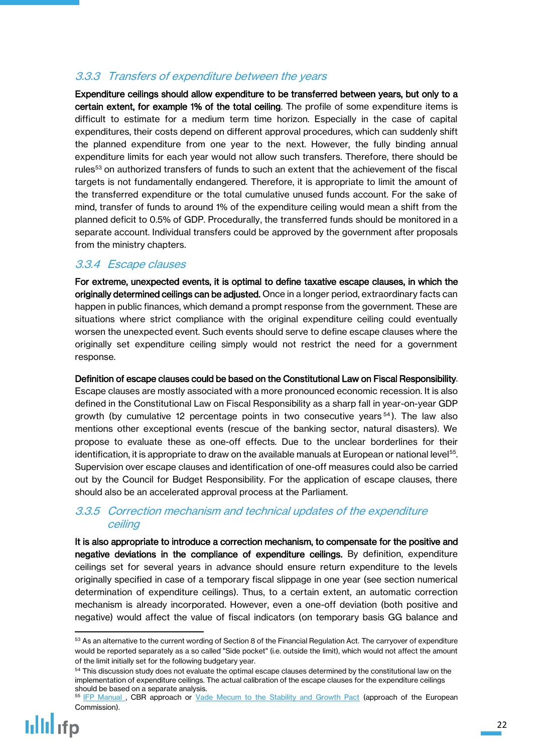### 3.3.3 Transfers of expenditure between the years

**Expenditure ceilings should allow expenditure to be transferred between years, but only to a certain extent, for example 1% of the total ceiling**. The profile of some expenditure items is difficult to estimate for a medium term time horizon. Especially in the case of capital expenditures, their costs depend on different approval procedures, which can suddenly shift the planned expenditure from one year to the next. However, the fully binding annual expenditure limits for each year would not allow such transfers. Therefore, there should be rules[53] on authorized transfers of funds to such an extent that the achievement of the fiscal targets is not fundamentally endangered. Therefore, it is appropriate to limit the amount of the transferred expenditure or the total cumulative unused funds account. For the sake of mind, transfer of funds to around 1% of the expenditure ceiling would mean a shift from the planned deficit to 0.5% of GDP. Procedurally, the transferred funds should be monitored in a separate account. Individual transfers could be approved by the government after proposals from the ministry chapters.

### 3.3.4 Escape clauses

**For extreme, unexpected events, it is optimal to define taxative escape clauses, in which the originally determined ceilings can be adjusted.** Once in a longer period, extraordinary facts can happen in public finances, which demand a prompt response from the government. These are situations where strict compliance with the original expenditure ceiling could eventually worsen the unexpected event. Such events should serve to define escape clauses where the originally set expenditure ceiling simply would not restrict the need for a government response.

**Definition of escape clauses could be based on the Constitutional Law on Fiscal Responsibility**. Escape clauses are mostly associated with a more pronounced economic recession. It is also defined in the Constitutional Law on Fiscal Responsibility as a sharp fall in year-on-year GDP growth (by cumulative 12 percentage points in two consecutive years[54]). The law also mentions other exceptional events (rescue of the banking sector, natural disasters). We propose to evaluate these as one-off effects. Due to the unclear borderlines for their identification, it is appropriate to draw on the available manuals at European or national level[55]. Supervision over escape clauses and identification of one-off measures could also be carried out by the Council for Budget Responsibility. For the application of escape clauses, there should also be an accelerated approval process at the Parliament.

### 3.3.5 Correction mechanism and technical updates of the expenditure ceiling

**It is also appropriate to introduce a correction mechanism, to compensate for the positive and negative deviations in the compliance of expenditure ceilings.** By definition, expenditure ceilings set for several years in advance should ensure return expenditure to the levels originally specified in case of a temporary fiscal slippage in one year (see section numerical determination of expenditure ceilings). Thus, to a certain extent, an automatic correction mechanism is already incorporated. However, even a one-off deviation (both positive and negative) would affect the value of fiscal indicators (on temporary basis GG balance and

---

[53] As an alternative to the current wording of Section 8 of the Financial Regulation Act. The carryover of expenditure would be reported separately as a so called "Side pocket" (i.e. outside the limit), which would not affect the amount of the limit initially set for the following budgetary year.

[54] This discussion study does not evaluate the optimal escape clauses determined by the constitutional law on the implementation of expenditure ceilings. The actual calibration of the escape clauses for the expenditure ceilings should be based on a separate analysis.

[55] IFP Manual , CBR approach or Vade Mecum to the Stability and Growth Pact (approach of the European Commission).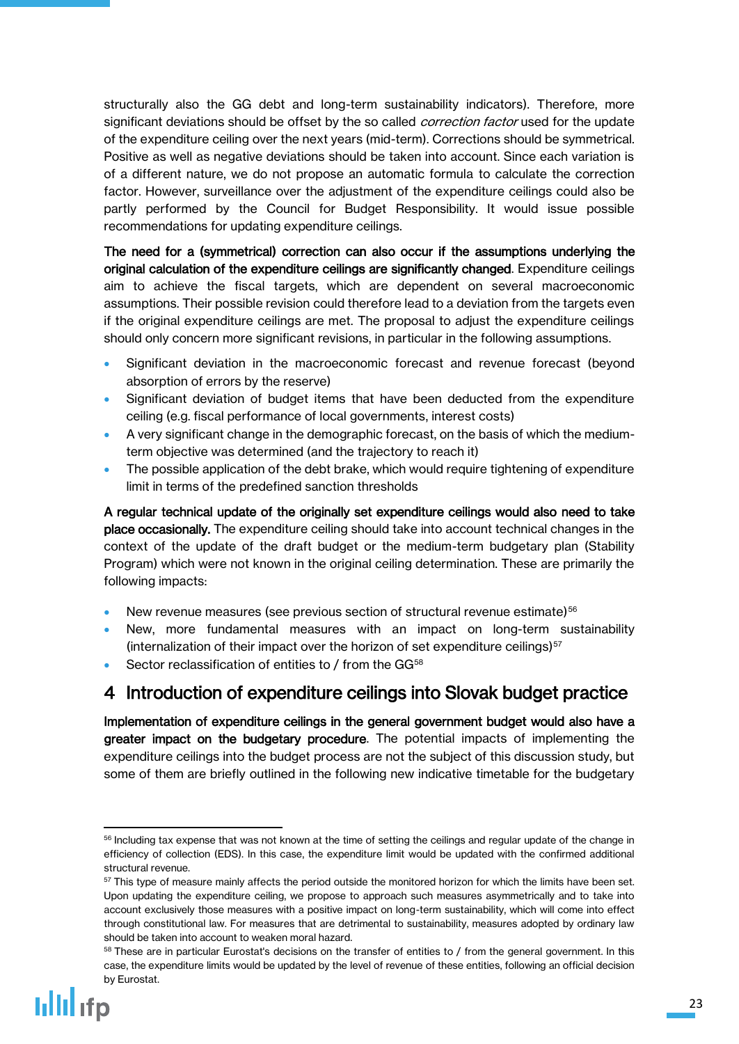structurally also the GG debt and long-term sustainability indicators). Therefore, more significant deviations should be offset by the so called *correction factor* used for the update of the expenditure ceiling over the next years (mid-term). Corrections should be symmetrical. Positive as well as negative deviations should be taken into account. Since each variation is of a different nature, we do not propose an automatic formula to calculate the correction factor. However, surveillance over the adjustment of the expenditure ceilings could also be partly performed by the Council for Budget Responsibility. It would issue possible recommendations for updating expenditure ceilings.

**The need for a (symmetrical) correction can also occur if the assumptions underlying the original calculation of the expenditure ceilings are significantly changed**. Expenditure ceilings aim to achieve the fiscal targets, which are dependent on several macroeconomic assumptions. Their possible revision could therefore lead to a deviation from the targets even if the original expenditure ceilings are met. The proposal to adjust the expenditure ceilings should only concern more significant revisions, in particular in the following assumptions.

- Significant deviation in the macroeconomic forecast and revenue forecast (beyond absorption of errors by the reserve)
- Significant deviation of budget items that have been deducted from the expenditure ceiling (e.g. fiscal performance of local governments, interest costs)
- A very significant change in the demographic forecast, on the basis of which the medium-term objective was determined (and the trajectory to reach it)
- The possible application of the debt brake, which would require tightening of expenditure limit in terms of the predefined sanction thresholds

**A regular technical update of the originally set expenditure ceilings would also need to take place occasionally.** The expenditure ceiling should take into account technical changes in the context of the update of the draft budget or the medium-term budgetary plan (Stability Program) which were not known in the original ceiling determination. These are primarily the following impacts:

- New revenue measures (see previous section of structural revenue estimate)[56]
- New, more fundamental measures with an impact on long-term sustainability (internalization of their impact over the horizon of set expenditure ceilings)[57]
- Sector reclassification of entities to / from the GG[58]

# 4 Introduction of expenditure ceilings into Slovak budget practice

**Implementation of expenditure ceilings in the general government budget would also have a greater impact on the budgetary procedure**. The potential impacts of implementing the expenditure ceilings into the budget process are not the subject of this discussion study, but some of them are briefly outlined in the following new indicative timetable for the budgetary

---

[56] Including tax expense that was not known at the time of setting the ceilings and regular update of the change in efficiency of collection (EDS). In this case, the expenditure limit would be updated with the confirmed additional structural revenue.

[57] This type of measure mainly affects the period outside the monitored horizon for which the limits have been set. Upon updating the expenditure ceiling, we propose to approach such measures asymmetrically and to take into account exclusively those measures with a positive impact on long-term sustainability, which will come into effect through constitutional law. For measures that are detrimental to sustainability, measures adopted by ordinary law should be taken into account to weaken moral hazard.

[58] These are in particular Eurostat's decisions on the transfer of entities to / from the general government. In this case, the expenditure limits would be updated by the level of revenue of these entities, following an official decision by Eurostat.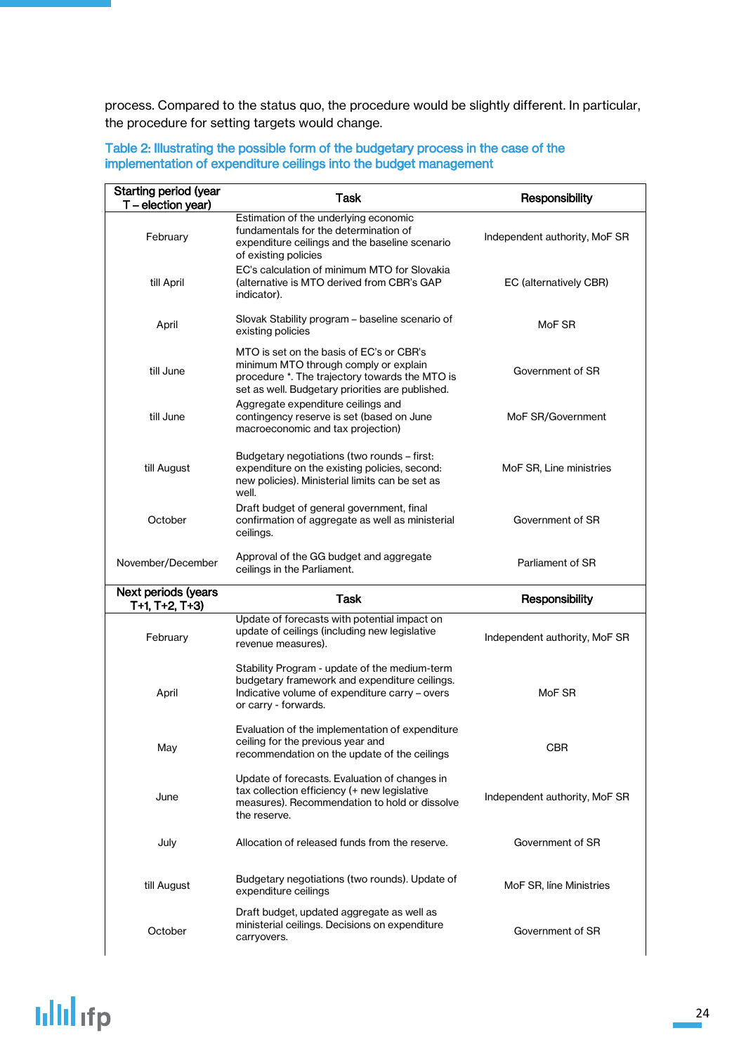process. Compared to the status quo, the procedure would be slightly different. In particular, the procedure for setting targets would change.

**Table 2: Illustrating the possible form of the budgetary process in the case of the implementation of expenditure ceilings into the budget management**

| Starting period (year T – election year) | Task | Responsibility |
|---|---|---|
| February | Estimation of the underlying economic fundamentals for the determination of expenditure ceilings and the baseline scenario of existing policies | Independent authority, MoF SR |
| till April | EC's calculation of minimum MTO for Slovakia (alternative is MTO derived from CBR's GAP indicator). | EC (alternatively CBR) |
| April | Slovak Stability program – baseline scenario of existing policies | MoF SR |
| till June | MTO is set on the basis of EC's or CBR's minimum MTO through comply or explain procedure *. The trajectory towards the MTO is set as well. Budgetary priorities are published. | Government of SR |
| till June | Aggregate expenditure ceilings and contingency reserve is set (based on June macroeconomic and tax projection) | MoF SR/Government |
| till August | Budgetary negotiations (two rounds – first: expenditure on the existing policies, second: new policies). Ministerial limits can be set as well. | MoF SR, Line ministries |
| October | Draft budget of general government, final confirmation of aggregate as well as ministerial ceilings. | Government of SR |
| November/December | Approval of the GG budget and aggregate ceilings in the Parliament. | Parliament of SR |
| **Next periods (years T+1, T+2, T+3)** | **Task** | **Responsibility** |
| February | Update of forecasts with potential impact on update of ceilings (including new legislative revenue measures). | Independent authority, MoF SR |
| April | Stability Program - update of the medium-term budgetary framework and expenditure ceilings. Indicative volume of expenditure carry – overs or carry - forwards. | MoF SR |
| May | Evaluation of the implementation of expenditure ceiling for the previous year and recommendation on the update of the ceilings | CBR |
| June | Update of forecasts. Evaluation of changes in tax collection efficiency (+ new legislative measures). Recommendation to hold or dissolve the reserve. | Independent authority, MoF SR |
| July | Allocation of released funds from the reserve. | Government of SR |
| till August | Budgetary negotiations (two rounds). Update of expenditure ceilings | MoF SR, line Ministries |
| October | Draft budget, updated aggregate as well as ministerial ceilings. Decisions on expenditure carryovers. | Government of SR |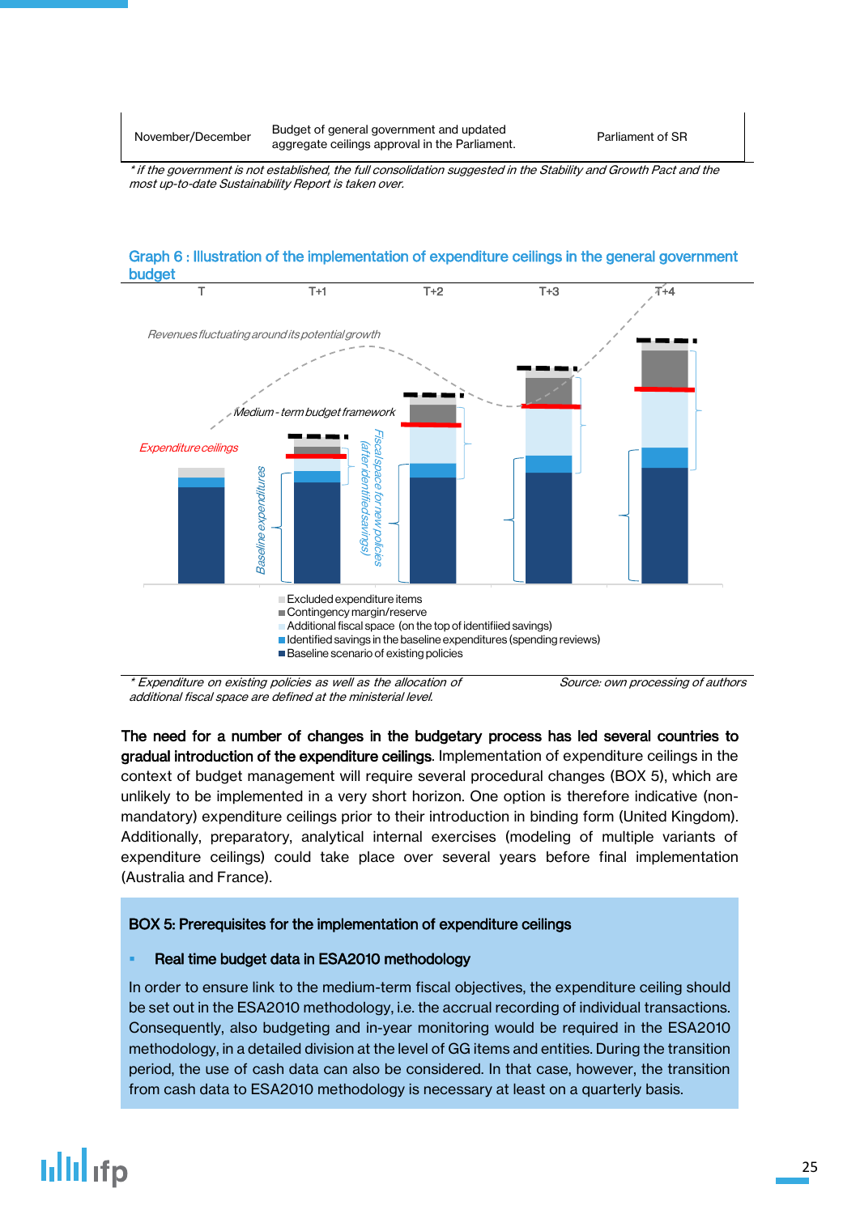| November/December | Budget of general government and updated aggregate ceilings approval in the Parliament. | Parliament of SR |
|---|---|---|

*\* if the government is not established, the full consolidation suggested in the Stability and Growth Pact and the most up-to-date Sustainability Report is taken over.*

### Graph 6 : Illustration of the implementation of expenditure ceilings in the general government budget

T T+1 T+2 T+3 T+4

*Revenues fluctuating around its potential growth*

*Medium - term budget framework*

*Expenditure ceilings*

*Baseline expenditures*

*Fiscal space for new policies (after identified savings)*

- Excluded expenditure items
- Contingency margin/reserve
- Additional fiscal space (on the top of identifiied savings)
- Identified savings in the baseline expenditures (spending reviews)
- Baseline scenario of existing policies

*\* Expenditure on existing policies as well as the allocation of additional fiscal space are defined at the ministerial level.*

*Source: own processing of authors*

**The need for a number of changes in the budgetary process has led several countries to gradual introduction of the expenditure ceilings**. Implementation of expenditure ceilings in the context of budget management will require several procedural changes (BOX 5), which are unlikely to be implemented in a very short horizon. One option is therefore indicative (non-mandatory) expenditure ceilings prior to their introduction in binding form (United Kingdom). Additionally, preparatory, analytical internal exercises (modeling of multiple variants of expenditure ceilings) could take place over several years before final implementation (Australia and France).

**BOX 5: Prerequisites for the implementation of expenditure ceilings**

- **Real time budget data in ESA2010 methodology**

In order to ensure link to the medium-term fiscal objectives, the expenditure ceiling should be set out in the ESA2010 methodology, i.e. the accrual recording of individual transactions. Consequently, also budgeting and in-year monitoring would be required in the ESA2010 methodology, in a detailed division at the level of GG items and entities. During the transition period, the use of cash data can also be considered. In that case, however, the transition from cash data to ESA2010 methodology is necessary at least on a quarterly basis.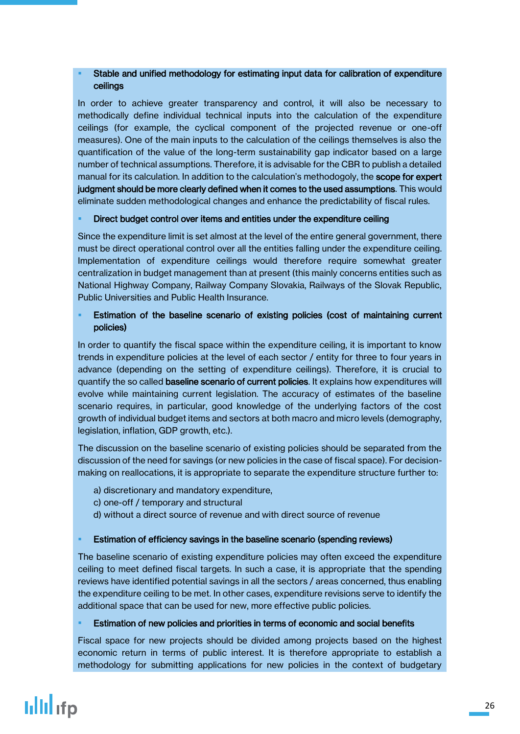- **Stable and unified methodology for estimating input data for calibration of expenditure ceilings**

In order to achieve greater transparency and control, it will also be necessary to methodically define individual technical inputs into the calculation of the expenditure ceilings (for example, the cyclical component of the projected revenue or one-off measures). One of the main inputs to the calculation of the ceilings themselves is also the quantification of the value of the long-term sustainability gap indicator based on a large number of technical assumptions. Therefore, it is advisable for the CBR to publish a detailed manual for its calculation. In addition to the calculation's methodogoly, the **scope for expert judgment should be more clearly defined when it comes to the used assumptions**. This would eliminate sudden methodological changes and enhance the predictability of fiscal rules.

- **Direct budget control over items and entities under the expenditure ceiling**

Since the expenditure limit is set almost at the level of the entire general government, there must be direct operational control over all the entities falling under the expenditure ceiling. Implementation of expenditure ceilings would therefore require somewhat greater centralization in budget management than at present (this mainly concerns entities such as National Highway Company, Railway Company Slovakia, Railways of the Slovak Republic, Public Universities and Public Health Insurance.

- **Estimation of the baseline scenario of existing policies (cost of maintaining current policies)**

In order to quantify the fiscal space within the expenditure ceiling, it is important to know trends in expenditure policies at the level of each sector / entity for three to four years in advance (depending on the setting of expenditure ceilings). Therefore, it is crucial to quantify the so called **baseline scenario of current policies**. It explains how expenditures will evolve while maintaining current legislation. The accuracy of estimates of the baseline scenario requires, in particular, good knowledge of the underlying factors of the cost growth of individual budget items and sectors at both macro and micro levels (demography, legislation, inflation, GDP growth, etc.).

The discussion on the baseline scenario of existing policies should be separated from the discussion of the need for savings (or new policies in the case of fiscal space). For decision-making on reallocations, it is appropriate to separate the expenditure structure further to:

a) discretionary and mandatory expenditure,
c) one-off / temporary and structural
d) without a direct source of revenue and with direct source of revenue

- **Estimation of efficiency savings in the baseline scenario (spending reviews)**

The baseline scenario of existing expenditure policies may often exceed the expenditure ceiling to meet defined fiscal targets. In such a case, it is appropriate that the spending reviews have identified potential savings in all the sectors / areas concerned, thus enabling the expenditure ceiling to be met. In other cases, expenditure revisions serve to identify the additional space that can be used for new, more effective public policies.

- **Estimation of new policies and priorities in terms of economic and social benefits**

Fiscal space for new projects should be divided among projects based on the highest economic return in terms of public interest. It is therefore appropriate to establish a methodology for submitting applications for new policies in the context of budgetary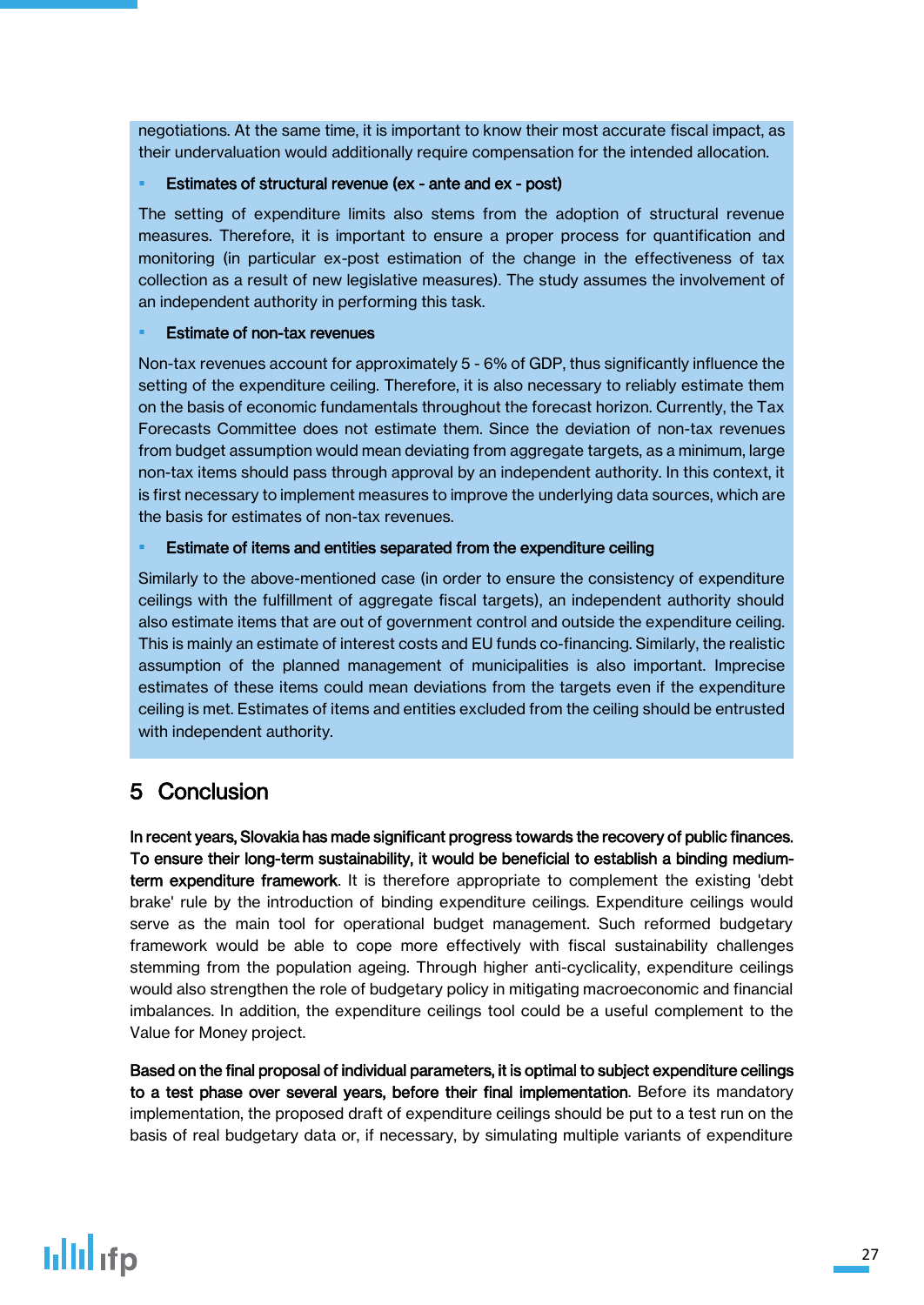negotiations. At the same time, it is important to know their most accurate fiscal impact, as their undervaluation would additionally require compensation for the intended allocation.

- **Estimates of structural revenue (ex - ante and ex - post)**

The setting of expenditure limits also stems from the adoption of structural revenue measures. Therefore, it is important to ensure a proper process for quantification and monitoring (in particular ex-post estimation of the change in the effectiveness of tax collection as a result of new legislative measures). The study assumes the involvement of an independent authority in performing this task.

- **Estimate of non-tax revenues**

Non-tax revenues account for approximately 5 - 6% of GDP, thus significantly influence the setting of the expenditure ceiling. Therefore, it is also necessary to reliably estimate them on the basis of economic fundamentals throughout the forecast horizon. Currently, the Tax Forecasts Committee does not estimate them. Since the deviation of non-tax revenues from budget assumption would mean deviating from aggregate targets, as a minimum, large non-tax items should pass through approval by an independent authority. In this context, it is first necessary to implement measures to improve the underlying data sources, which are the basis for estimates of non-tax revenues.

- **Estimate of items and entities separated from the expenditure ceiling**

Similarly to the above-mentioned case (in order to ensure the consistency of expenditure ceilings with the fulfillment of aggregate fiscal targets), an independent authority should also estimate items that are out of government control and outside the expenditure ceiling. This is mainly an estimate of interest costs and EU funds co-financing. Similarly, the realistic assumption of the planned management of municipalities is also important. Imprecise estimates of these items could mean deviations from the targets even if the expenditure ceiling is met. Estimates of items and entities excluded from the ceiling should be entrusted with independent authority.

# 5 Conclusion

**In recent years, Slovakia has made significant progress towards the recovery of public finances. To ensure their long-term sustainability, it would be beneficial to establish a binding medium-term expenditure framework**. It is therefore appropriate to complement the existing 'debt brake' rule by the introduction of binding expenditure ceilings. Expenditure ceilings would serve as the main tool for operational budget management. Such reformed budgetary framework would be able to cope more effectively with fiscal sustainability challenges stemming from the population ageing. Through higher anti-cyclicality, expenditure ceilings would also strengthen the role of budgetary policy in mitigating macroeconomic and financial imbalances. In addition, the expenditure ceilings tool could be a useful complement to the Value for Money project.

**Based on the final proposal of individual parameters, it is optimal to subject expenditure ceilings to a test phase over several years, before their final implementation**. Before its mandatory implementation, the proposed draft of expenditure ceilings should be put to a test run on the basis of real budgetary data or, if necessary, by simulating multiple variants of expenditure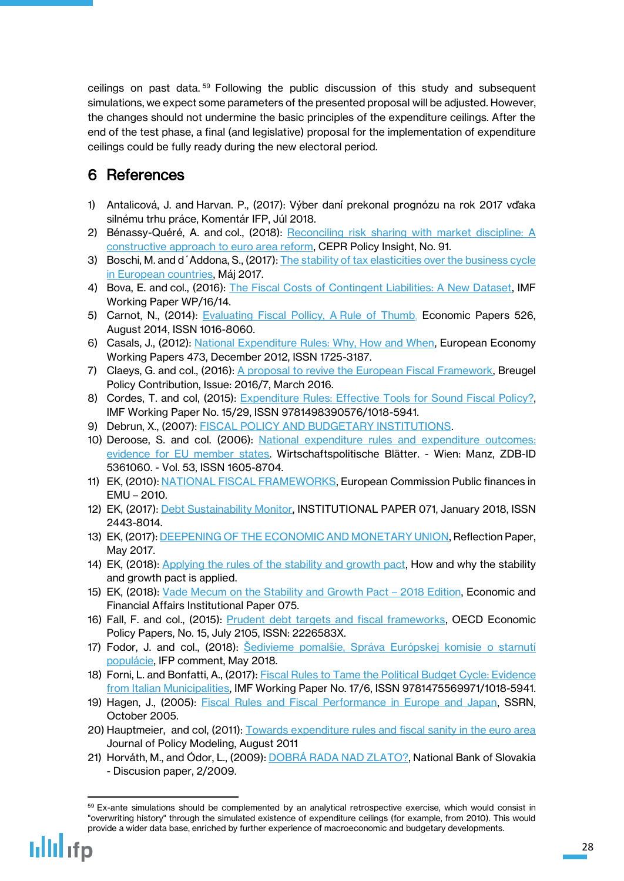ceilings on past data.[59] Following the public discussion of this study and subsequent simulations, we expect some parameters of the presented proposal will be adjusted. However, the changes should not undermine the basic principles of the expenditure ceilings. After the end of the test phase, a final (and legislative) proposal for the implementation of expenditure ceilings could be fully ready during the new electoral period.

## 6 References

1) Antalicová, J. and Harvan. P., (2017): Výber daní prekonal prognózu na rok 2017 vďaka silnému trhu práce, Komentár IFP, Júl 2018.
2) Bénassy-Quéré, A. and col., (2018): Reconciling risk sharing with market discipline: A constructive approach to euro area reform, CEPR Policy Insight, No. 91.
3) Boschi, M. and d´Addona, S., (2017): The stability of tax elasticities over the business cycle in European countries, Máj 2017.
4) Bova, E. and col., (2016): The Fiscal Costs of Contingent Liabilities: A New Dataset, IMF Working Paper WP/16/14.
5) Carnot, N., (2014): Evaluating Fiscal Pollicy, A Rule of Thumb, Economic Papers 526, August 2014, ISSN 1016-8060.
6) Casals, J., (2012): National Expenditure Rules: Why, How and When, European Economy Working Papers 473, December 2012, ISSN 1725-3187.
7) Claeys, G. and col., (2016): A proposal to revive the European Fiscal Framework, Breugel Policy Contribution, Issue: 2016/7, March 2016.
8) Cordes, T. and col, (2015): Expenditure Rules: Effective Tools for Sound Fiscal Policy?, IMF Working Paper No. 15/29, ISSN 9781498390576/1018-5941.
9) Debrun, X., (2007): FISCAL POLICY AND BUDGETARY INSTITUTIONS.
10) Deroose, S. and col. (2006): National expenditure rules and expenditure outcomes: evidence for EU member states. Wirtschaftspolitische Blätter. - Wien: Manz, ZDB-ID 5361060. - Vol. 53, ISSN 1605-8704.
11) EK, (2010): NATIONAL FISCAL FRAMEWORKS, European Commission Public finances in EMU – 2010.
12) EK, (2017): Debt Sustainability Monitor, INSTITUTIONAL PAPER 071, January 2018, ISSN 2443-8014.
13) EK, (2017): DEEPENING OF THE ECONOMIC AND MONETARY UNION, Reflection Paper, May 2017.
14) EK, (2018): Applying the rules of the stability and growth pact, How and why the stability and growth pact is applied.
15) EK, (2018): Vade Mecum on the Stability and Growth Pact – 2018 Edition, Economic and Financial Affairs Institutional Paper 075.
16) Fall, F. and col., (2015): Prudent debt targets and fiscal frameworks, OECD Economic Policy Papers, No. 15, July 2105, ISSN: 2226583X.
17) Fodor, J. and col., (2018): Šedivieme pomalšie, Správa Európskej komisie o starnutí populácie, IFP comment, May 2018.
18) Forni, L. and Bonfatti, A., (2017): Fiscal Rules to Tame the Political Budget Cycle: Evidence from Italian Municipalities, IMF Working Paper No. 17/6, ISSN 9781475569971/1018-5941.
19) Hagen, J., (2005): Fiscal Rules and Fiscal Performance in Europe and Japan, SSRN, October 2005.
20) Hauptmeier, and col, (2011): Towards expenditure rules and fiscal sanity in the euro area Journal of Policy Modeling, August 2011
21) Horváth, M., and Ódor, L., (2009): DOBRÁ RADA NAD ZLATO?, National Bank of Slovakia - Discusion paper, 2/2009.

[59] Ex-ante simulations should be complemented by an analytical retrospective exercise, which would consist in "overwriting history" through the simulated existence of expenditure ceilings (for example, from 2010). This would provide a wider data base, enriched by further experience of macroeconomic and budgetary developments.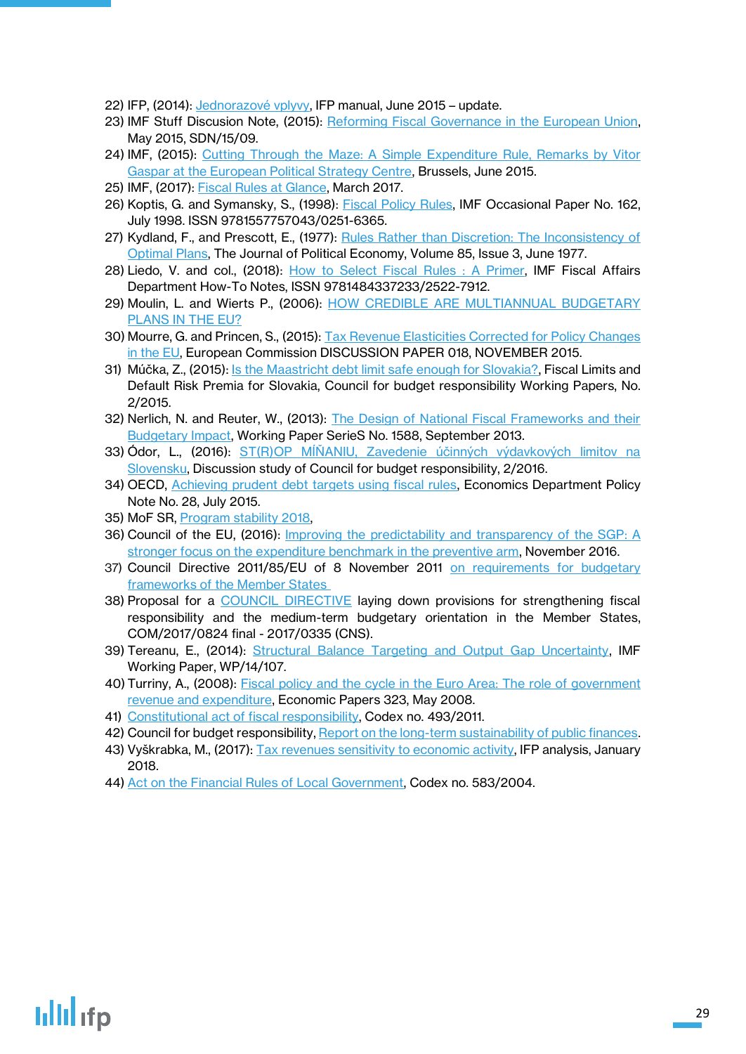22) IFP, (2014): Jednorazové vplyvy, IFP manual, June 2015 – update.
23) IMF Stuff Discusion Note, (2015): Reforming Fiscal Governance in the European Union, May 2015, SDN/15/09.
24) IMF, (2015): Cutting Through the Maze: A Simple Expenditure Rule, Remarks by Vitor Gaspar at the European Political Strategy Centre, Brussels, June 2015.
25) IMF, (2017): Fiscal Rules at Glance, March 2017.
26) Koptis, G. and Symansky, S., (1998): Fiscal Policy Rules, IMF Occasional Paper No. 162, July 1998. ISSN 9781557757043/0251-6365.
27) Kydland, F., and Prescott, E., (1977): Rules Rather than Discretion: The Inconsistency of Optimal Plans, The Journal of Political Economy, Volume 85, Issue 3, June 1977.
28) Liedo, V. and col., (2018): How to Select Fiscal Rules : A Primer, IMF Fiscal Affairs Department How-To Notes, ISSN 9781484337233/2522-7912.
29) Moulin, L. and Wierts P., (2006): HOW CREDIBLE ARE MULTIANNUAL BUDGETARY PLANS IN THE EU?
30) Mourre, G. and Princen, S., (2015): Tax Revenue Elasticities Corrected for Policy Changes in the EU, European Commission DISCUSSION PAPER 018, NOVEMBER 2015.
31) Múčka, Z., (2015): Is the Maastricht debt limit safe enough for Slovakia?, Fiscal Limits and Default Risk Premia for Slovakia, Council for budget responsibility Working Papers, No. 2/2015.
32) Nerlich, N. and Reuter, W., (2013): The Design of National Fiscal Frameworks and their Budgetary Impact, Working Paper SerieS No. 1588, September 2013.
33) Ódor, L., (2016): ST(R)OP MÍŇANIU, Zavedenie účinných výdavkových limitov na Slovensku, Discussion study of Council for budget responsibility, 2/2016.
34) OECD, Achieving prudent debt targets using fiscal rules, Economics Department Policy Note No. 28, July 2015.
35) MoF SR, Program stability 2018,
36) Council of the EU, (2016): Improving the predictability and transparency of the SGP: A stronger focus on the expenditure benchmark in the preventive arm, November 2016.
37) Council Directive 2011/85/EU of 8 November 2011 on requirements for budgetary frameworks of the Member States
38) Proposal for a COUNCIL DIRECTIVE laying down provisions for strengthening fiscal responsibility and the medium-term budgetary orientation in the Member States, COM/2017/0824 final - 2017/0335 (CNS).
39) Tereanu, E., (2014): Structural Balance Targeting and Output Gap Uncertainty, IMF Working Paper, WP/14/107.
40) Turriny, A., (2008): Fiscal policy and the cycle in the Euro Area: The role of government revenue and expenditure, Economic Papers 323, May 2008.
41) Constitutional act of fiscal responsibility, Codex no. 493/2011.
42) Council for budget responsibility, Report on the long-term sustainability of public finances.
43) Vyškrabka, M., (2017): Tax revenues sensitivity to economic activity, IFP analysis, January 2018.
44) Act on the Financial Rules of Local Government, Codex no. 583/2004.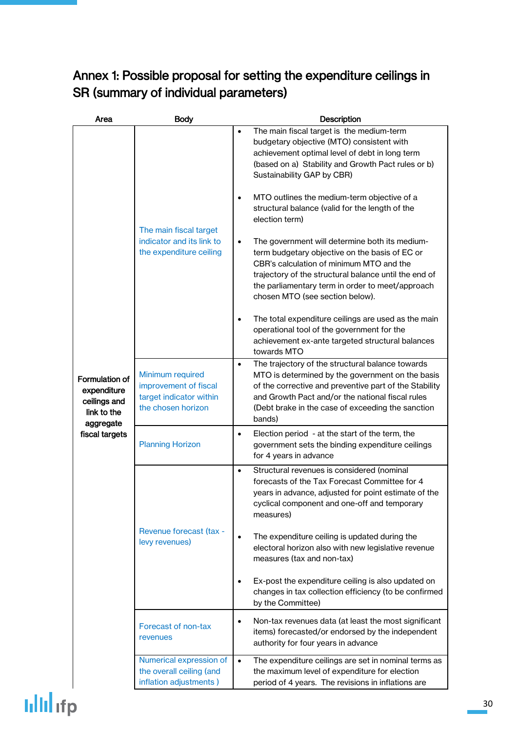## Annex 1: Possible proposal for setting the expenditure ceilings in SR (summary of individual parameters)

| Area | Body | Description |
|---|---|---|
| Formulation of expenditure ceilings and link to the aggregate fiscal targets | The main fiscal target indicator and its link to the expenditure ceiling | • The main fiscal target is the medium-term budgetary objective (MTO) consistent with achievement optimal level of debt in long term (based on a) Stability and Growth Pact rules or b) Sustainability GAP by CBR)<br>• MTO outlines the medium-term objective of a structural balance (valid for the length of the election term)<br>• The government will determine both its medium-term budgetary objective on the basis of EC or CBR's calculation of minimum MTO and the trajectory of the structural balance until the end of the parliamentary term in order to meet/approach chosen MTO (see section below).<br>• The total expenditure ceilings are used as the main operational tool of the government for the achievement ex-ante targeted structural balances towards MTO |
| | Minimum required improvement of fiscal target indicator within the chosen horizon | • The trajectory of the structural balance towards MTO is determined by the government on the basis of the corrective and preventive part of the Stability and Growth Pact and/or the national fiscal rules (Debt brake in the case of exceeding the sanction bands) |
| | Planning Horizon | • Election period - at the start of the term, the government sets the binding expenditure ceilings for 4 years in advance |
| | Revenue forecast (tax - levy revenues) | • Structural revenues is considered (nominal forecasts of the Tax Forecast Committee for 4 years in advance, adjusted for point estimate of the cyclical component and one-off and temporary measures)<br>• The expenditure ceiling is updated during the electoral horizon also with new legislative revenue measures (tax and non-tax)<br>• Ex-post the expenditure ceiling is also updated on changes in tax collection efficiency (to be confirmed by the Committee) |
| | Forecast of non-tax revenues | • Non-tax revenues data (at least the most significant items) forecasted/or endorsed by the independent authority for four years in advance |
| | Numerical expression of the overall ceiling (and inflation adjustments ) | • The expenditure ceilings are set in nominal terms as the maximum level of expenditure for election period of 4 years. The revisions in inflations are |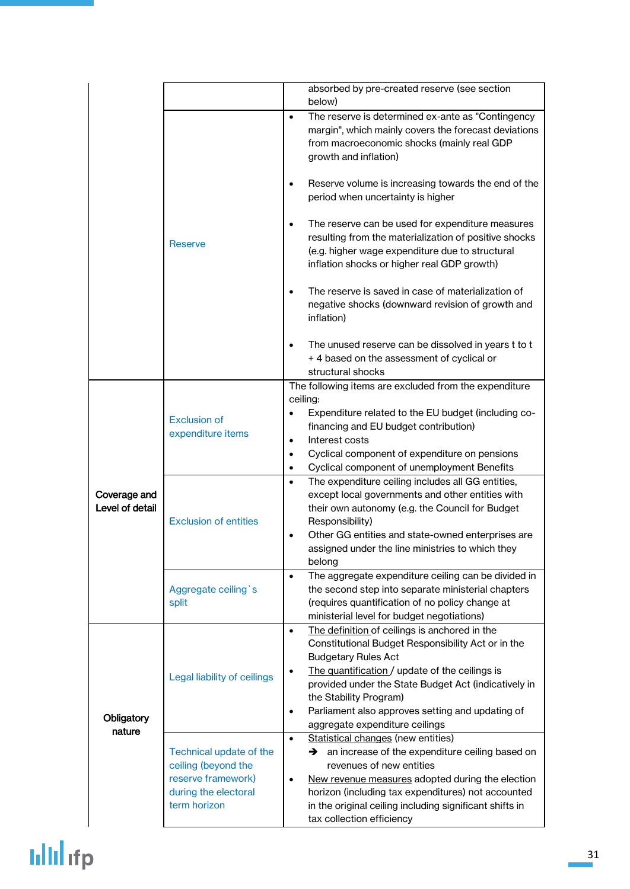| | | |
|---|---|---|
| | | absorbed by pre-created reserve (see section below) |
| | Reserve | <ul><li>The reserve is determined ex-ante as "Contingency margin", which mainly covers the forecast deviations from macroeconomic shocks (mainly real GDP growth and inflation)</li><li>Reserve volume is increasing towards the end of the period when uncertainty is higher</li><li>The reserve can be used for expenditure measures resulting from the materialization of positive shocks (e.g. higher wage expenditure due to structural inflation shocks or higher real GDP growth)</li><li>The reserve is saved in case of materialization of negative shocks (downward revision of growth and inflation)</li><li>The unused reserve can be dissolved in years t to t + 4 based on the assessment of cyclical or structural shocks</li></ul> |
| **Coverage and Level of detail** | Exclusion of expenditure items | The following items are excluded from the expenditure ceiling:<ul><li>Expenditure related to the EU budget (including co-financing and EU budget contribution)</li><li>Interest costs</li><li>Cyclical component of expenditure on pensions</li><li>Cyclical component of unemployment Benefits</li></ul> |
| | Exclusion of entities | <ul><li>The expenditure ceiling includes all GG entities, except local governments and other entities with their own autonomy (e.g. the Council for Budget Responsibility)</li><li>Other GG entities and state-owned enterprises are assigned under the line ministries to which they belong</li></ul> |
| | Aggregate ceiling`s split | <ul><li>The aggregate expenditure ceiling can be divided in the second step into separate ministerial chapters (requires quantification of no policy change at ministerial level for budget negotiations)</li></ul> |
| **Obligatory nature** | Legal liability of ceilings | <ul><li><u>The definition</u> of ceilings is anchored in the Constitutional Budget Responsibility Act or in the Budgetary Rules Act</li><li><u>The quantification</u> / update of the ceilings is provided under the State Budget Act (indicatively in the Stability Program)</li><li>Parliament also approves setting and updating of aggregate expenditure ceilings</li></ul> |
| | Technical update of the ceiling (beyond the reserve framework) during the electoral term horizon | <ul><li><u>Statistical changes</u> (new entities)<br>➔ an increase of the expenditure ceiling based on revenues of new entities</li><li><u>New revenue measures</u> adopted during the election horizon (including tax expenditures) not accounted in the original ceiling including significant shifts in tax collection efficiency</li></ul> |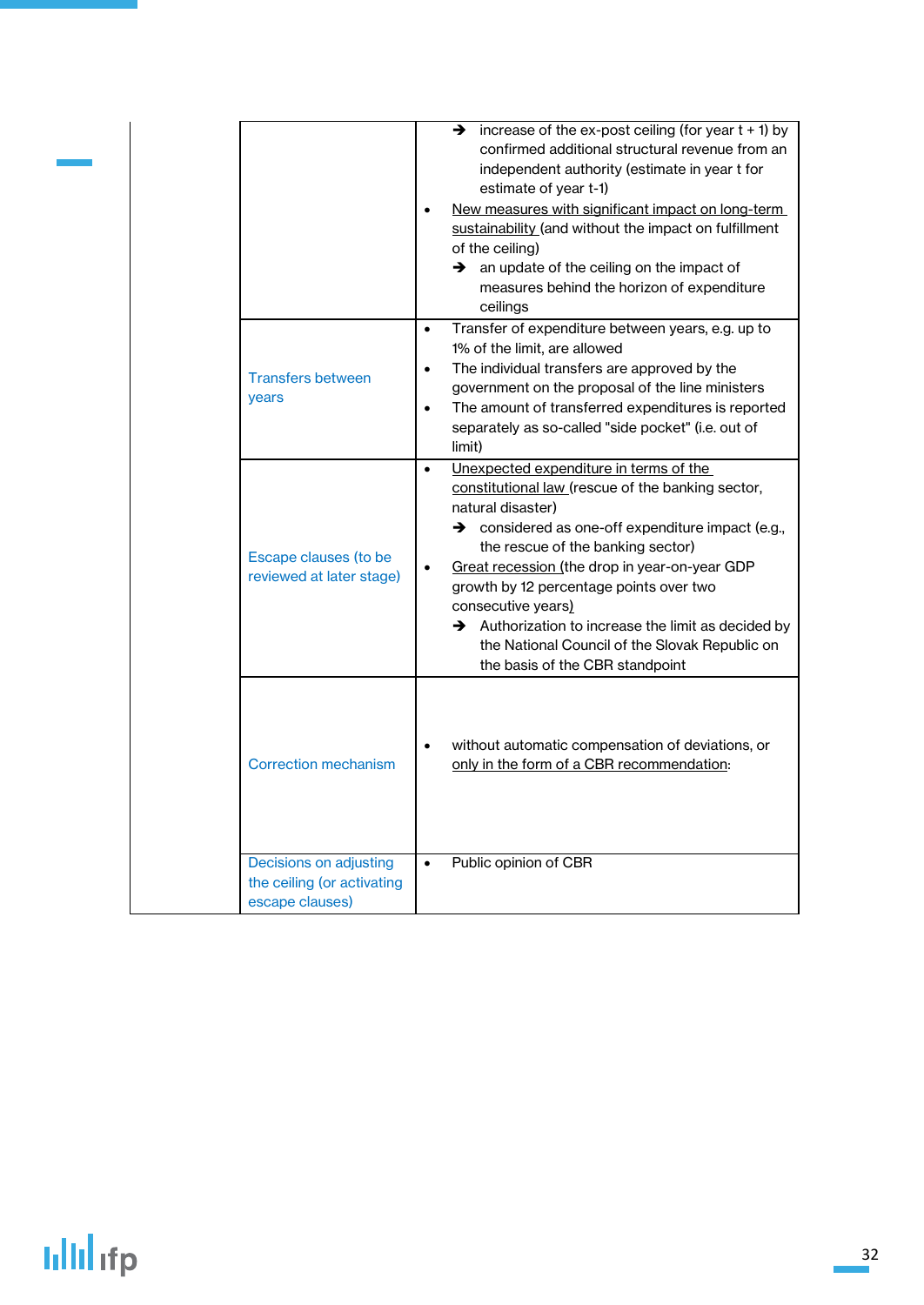| | | |
|---|---|---|
| | | ➔ increase of the ex-post ceiling (for year t + 1) by confirmed additional structural revenue from an independent authority (estimate in year t for estimate of year t-1)<br>• New measures with significant impact on long-term sustainability (and without the impact on fulfillment of the ceiling)<br>➔ an update of the ceiling on the impact of measures behind the horizon of expenditure ceilings |
| | Transfers between years | • Transfer of expenditure between years, e.g. up to 1% of the limit, are allowed<br>• The individual transfers are approved by the government on the proposal of the line ministers<br>• The amount of transferred expenditures is reported separately as so-called "side pocket" (i.e. out of limit) |
| | Escape clauses (to be reviewed at later stage) | • Unexpected expenditure in terms of the constitutional law (rescue of the banking sector, natural disaster)<br>➔ considered as one-off expenditure impact (e.g., the rescue of the banking sector)<br>• Great recession (the drop in year-on-year GDP growth by 12 percentage points over two consecutive years)<br>➔ Authorization to increase the limit as decided by the National Council of the Slovak Republic on the basis of the CBR standpoint |
| | Correction mechanism | • without automatic compensation of deviations, or only in the form of a CBR recommendation: |
| | Decisions on adjusting the ceiling (or activating escape clauses) | • Public opinion of CBR |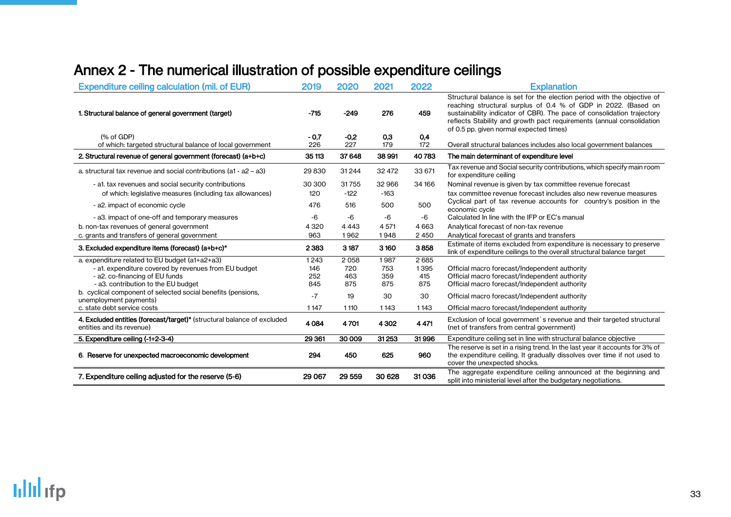# Annex 2 - The numerical illustration of possible expenditure ceilings

| Expenditure ceiling calculation (mil. of EUR) | 2019 | 2020 | 2021 | 2022 | Explanation |
|---|---|---|---|---|---|
| **1. Structural balance of general government (target)** | **-715** | **-249** | **276** | **459** | Structural balance is set for the election period with the objective of reaching structural surplus of 0.4 % of GDP in 2022. (Based on sustainability indicator of CBR). The pace of consolidation trajectory reflects Stability and growth pact requirements (annual consolidation of 0.5 pp. given normal expected times) |
| (% of GDP) | - 0,7 | -0,2 | 0,3 | 0,4 | |
| of which: targeted structural balance of local government | 226 | 227 | 179 | 172 | Overall structural balances includes also local government balances |
| **2. Structural revenue of general government (forecast) (a+b+c)** | **35 113** | **37 648** | **38 991** | **40 783** | **The main determinant of expenditure level** |
| a. structural tax revenue and social contributions (a1 - a2 – a3) | 29 830 | 31 244 | 32 472 | 33 671 | Tax revenue and Social security contributions, which specify main room for expenditure ceiling |
| - a1. tax revenues and social security contributions | 30 300 | 31 755 | 32 966 | 34 166 | Nominal revenue is given by tax committee revenue forecast |
| of which: legislative measures (including tax allowances) | 120 | -122 | -163 | | tax committee revenue forecast includes also new revenue measures |
| - a2. impact of economic cycle | 476 | 516 | 500 | 500 | Cyclical part of tax revenue accounts for country's position in the economic cycle |
| - a3. impact of one-off and temporary measures | -6 | -6 | -6 | -6 | Calculated In line with the IFP or EC's manual |
| b. non-tax revenues of general government | 4 320 | 4 443 | 4 571 | 4 663 | Analytical forecast of non-tax revenue |
| c. grants and transfers of general government | 963 | 1 962 | 1 948 | 2 450 | Analytical forecast of grants and transfers |
| **3. Excluded expenditure items (forecast) (a+b+c)*** | **2 383** | **3 187** | **3 160** | **3 858** | Estimate of items excluded from expenditure is necessary to preserve link of expenditure ceilings to the overall structural balance target |
| a. expenditure related to EU budget (a1+a2+a3) | 1 243 | 2 058 | 1 987 | 2 685 | |
| - a1. expenditure covered by revenues from EU budget | 146 | 720 | 753 | 1 395 | Official macro forecast/Independent authority |
| - a2. co-financing of EU funds | 252 | 463 | 359 | 415 | Official macro forecast/Independent authority |
| - a3. contribution to the EU budget | 845 | 875 | 875 | 875 | Official macro forecast/Independent authority |
| b. cyclical component of selected social benefits (pensions, unemployment payments) | -7 | 19 | 30 | 30 | Official macro forecast/Independent authority |
| c. state debt service costs | 1 147 | 1 110 | 1 143 | 1 143 | Official macro forecast/Independent authority |
| **4. Excluded entities (forecast/target)*** (structural balance of excluded entities and its revenue) | **4 084** | **4 701** | **4 302** | **4 471** | Exclusion of local government`s revenue and their targeted structural (net of transfers from central government) |
| **5. Expenditure ceiling (-1+2-3-4)** | **29 361** | **30 009** | **31 253** | **31 996** | Expenditure ceiling set in line with structural balance objective |
| **6. Reserve for unexpected macroeconomic development** | **294** | **450** | **625** | **960** | The reserve is set in a rising trend. In the last year it accounts for 3% of the expenditure ceiling. It gradually dissolves over time if not used to cover the unexpected shocks. |
| **7. Expenditure ceiling adjusted for the reserve (5-6)** | **29 067** | **29 559** | **30 628** | **31 036** | The aggregate expenditure ceiling announced at the beginning and split into ministerial level after the budgetary negotiations. |